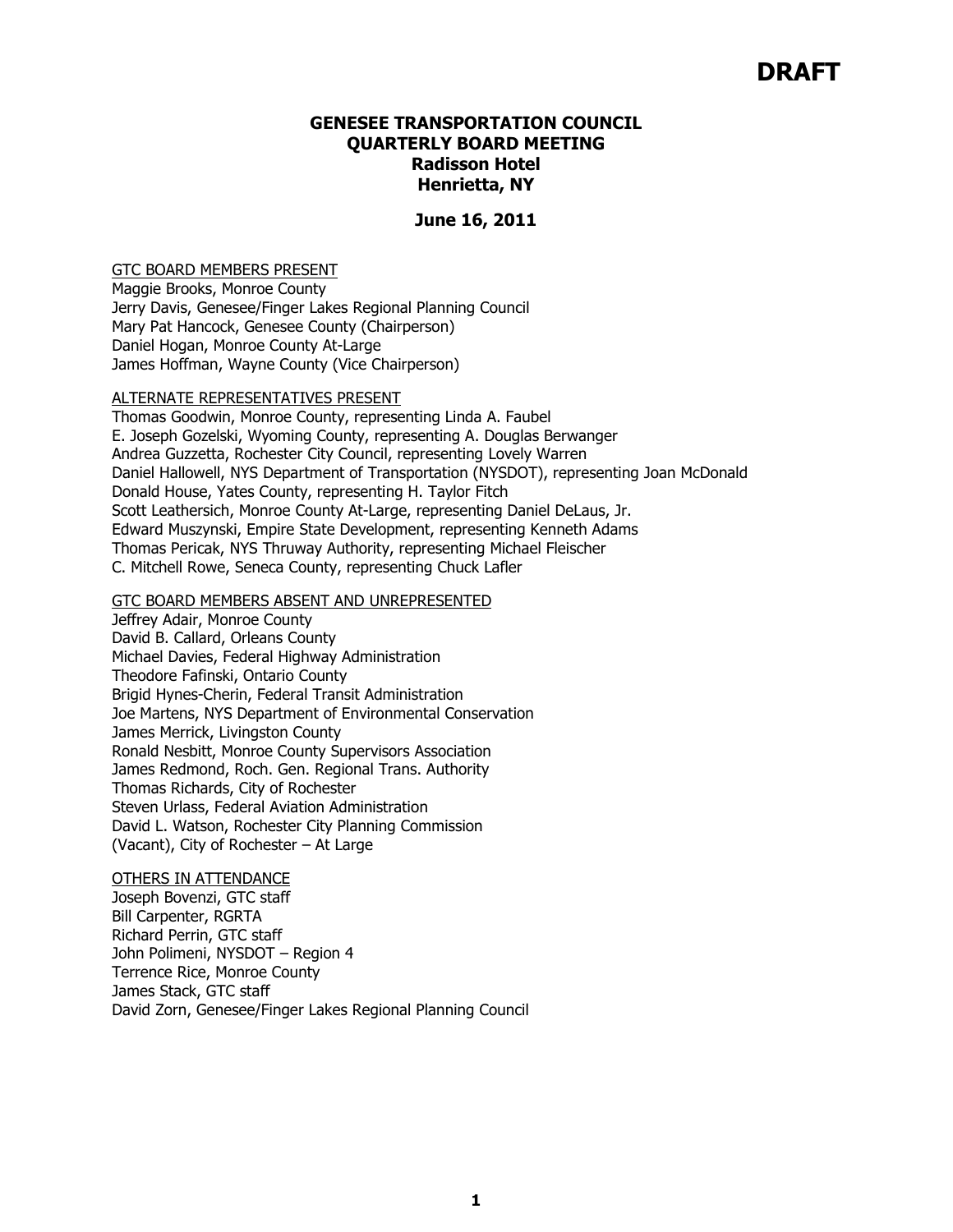**DRAFT**

# GENESEE TRANSPORTATION COUNCIL
## QUARTERLY BOARD MEETING
### Radisson Hotel
### Henrietta, NY

### June 16, 2011

GTC BOARD MEMBERS PRESENT
Maggie Brooks, Monroe County
Jerry Davis, Genesee/Finger Lakes Regional Planning Council
Mary Pat Hancock, Genesee County (Chairperson)
Daniel Hogan, Monroe County At-Large
James Hoffman, Wayne County (Vice Chairperson)

ALTERNATE REPRESENTATIVES PRESENT
Thomas Goodwin, Monroe County, representing Linda A. Faubel
E. Joseph Gozelski, Wyoming County, representing A. Douglas Berwanger
Andrea Guzzetta, Rochester City Council, representing Lovely Warren
Daniel Hallowell, NYS Department of Transportation (NYSDOT), representing Joan McDonald
Donald House, Yates County, representing H. Taylor Fitch
Scott Leathersich, Monroe County At-Large, representing Daniel DeLaus, Jr.
Edward Muszynski, Empire State Development, representing Kenneth Adams
Thomas Pericak, NYS Thruway Authority, representing Michael Fleischer
C. Mitchell Rowe, Seneca County, representing Chuck Lafler

GTC BOARD MEMBERS ABSENT AND UNREPRESENTED
Jeffrey Adair, Monroe County
David B. Callard, Orleans County
Michael Davies, Federal Highway Administration
Theodore Fafinski, Ontario County
Brigid Hynes-Cherin, Federal Transit Administration
Joe Martens, NYS Department of Environmental Conservation
James Merrick, Livingston County
Ronald Nesbitt, Monroe County Supervisors Association
James Redmond, Roch. Gen. Regional Trans. Authority
Thomas Richards, City of Rochester
Steven Urlass, Federal Aviation Administration
David L. Watson, Rochester City Planning Commission
(Vacant), City of Rochester – At Large

OTHERS IN ATTENDANCE
Joseph Bovenzi, GTC staff
Bill Carpenter, RGRTA
Richard Perrin, GTC staff
John Polimeni, NYSDOT – Region 4
Terrence Rice, Monroe County
James Stack, GTC staff
David Zorn, Genesee/Finger Lakes Regional Planning Council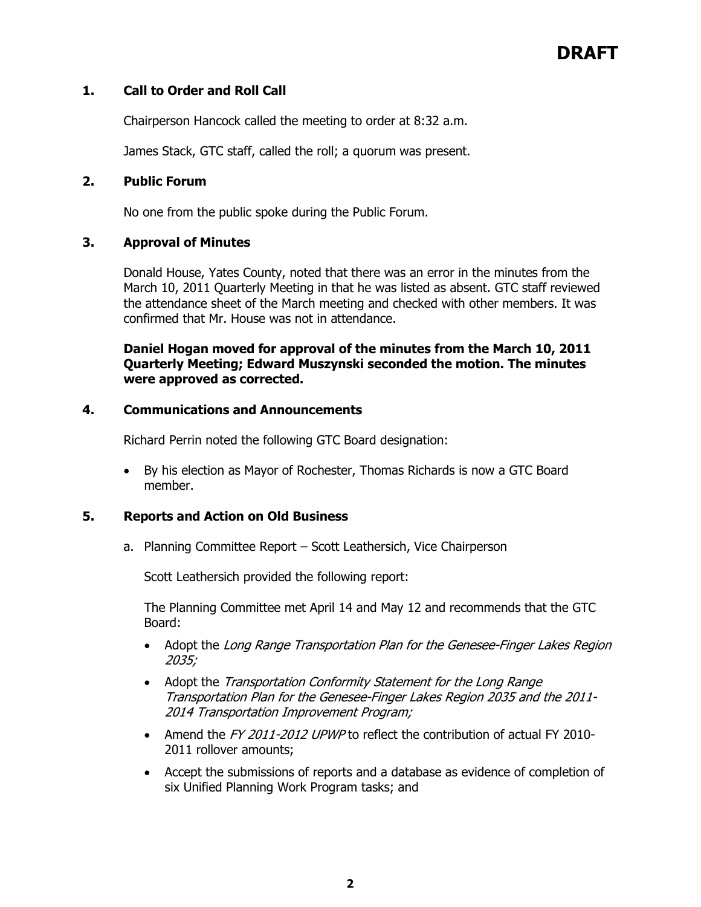# DRAFT

## 1. Call to Order and Roll Call

Chairperson Hancock called the meeting to order at 8:32 a.m.

James Stack, GTC staff, called the roll; a quorum was present.

## 2. Public Forum

No one from the public spoke during the Public Forum.

## 3. Approval of Minutes

Donald House, Yates County, noted that there was an error in the minutes from the March 10, 2011 Quarterly Meeting in that he was listed as absent. GTC staff reviewed the attendance sheet of the March meeting and checked with other members. It was confirmed that Mr. House was not in attendance.

**Daniel Hogan moved for approval of the minutes from the March 10, 2011 Quarterly Meeting; Edward Muszynski seconded the motion. The minutes were approved as corrected.**

## 4. Communications and Announcements

Richard Perrin noted the following GTC Board designation:

- By his election as Mayor of Rochester, Thomas Richards is now a GTC Board member.

## 5. Reports and Action on Old Business

a. Planning Committee Report – Scott Leathersich, Vice Chairperson

Scott Leathersich provided the following report:

The Planning Committee met April 14 and May 12 and recommends that the GTC Board:

- Adopt the *Long Range Transportation Plan for the Genesee-Finger Lakes Region 2035;*
- Adopt the *Transportation Conformity Statement for the Long Range Transportation Plan for the Genesee-Finger Lakes Region 2035 and the 2011-2014 Transportation Improvement Program;*
- Amend the *FY 2011-2012 UPWP* to reflect the contribution of actual FY 2010-2011 rollover amounts;
- Accept the submissions of reports and a database as evidence of completion of six Unified Planning Work Program tasks; and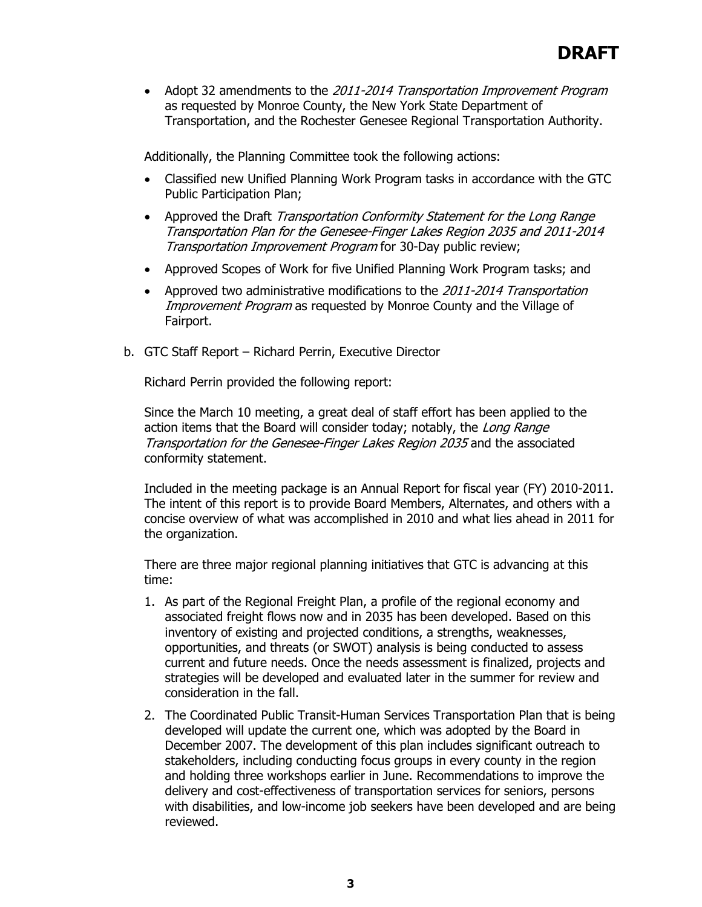**DRAFT**

- Adopt 32 amendments to the *2011-2014 Transportation Improvement Program* as requested by Monroe County, the New York State Department of Transportation, and the Rochester Genesee Regional Transportation Authority.

Additionally, the Planning Committee took the following actions:

- Classified new Unified Planning Work Program tasks in accordance with the GTC Public Participation Plan;
- Approved the Draft *Transportation Conformity Statement for the Long Range Transportation Plan for the Genesee-Finger Lakes Region 2035 and 2011-2014 Transportation Improvement Program* for 30-Day public review;
- Approved Scopes of Work for five Unified Planning Work Program tasks; and
- Approved two administrative modifications to the *2011-2014 Transportation Improvement Program* as requested by Monroe County and the Village of Fairport.

b. GTC Staff Report – Richard Perrin, Executive Director

Richard Perrin provided the following report:

Since the March 10 meeting, a great deal of staff effort has been applied to the action items that the Board will consider today; notably, the *Long Range Transportation for the Genesee-Finger Lakes Region 2035* and the associated conformity statement.

Included in the meeting package is an Annual Report for fiscal year (FY) 2010-2011. The intent of this report is to provide Board Members, Alternates, and others with a concise overview of what was accomplished in 2010 and what lies ahead in 2011 for the organization.

There are three major regional planning initiatives that GTC is advancing at this time:

1. As part of the Regional Freight Plan, a profile of the regional economy and associated freight flows now and in 2035 has been developed. Based on this inventory of existing and projected conditions, a strengths, weaknesses, opportunities, and threats (or SWOT) analysis is being conducted to assess current and future needs. Once the needs assessment is finalized, projects and strategies will be developed and evaluated later in the summer for review and consideration in the fall.
2. The Coordinated Public Transit-Human Services Transportation Plan that is being developed will update the current one, which was adopted by the Board in December 2007. The development of this plan includes significant outreach to stakeholders, including conducting focus groups in every county in the region and holding three workshops earlier in June. Recommendations to improve the delivery and cost-effectiveness of transportation services for seniors, persons with disabilities, and low-income job seekers have been developed and are being reviewed.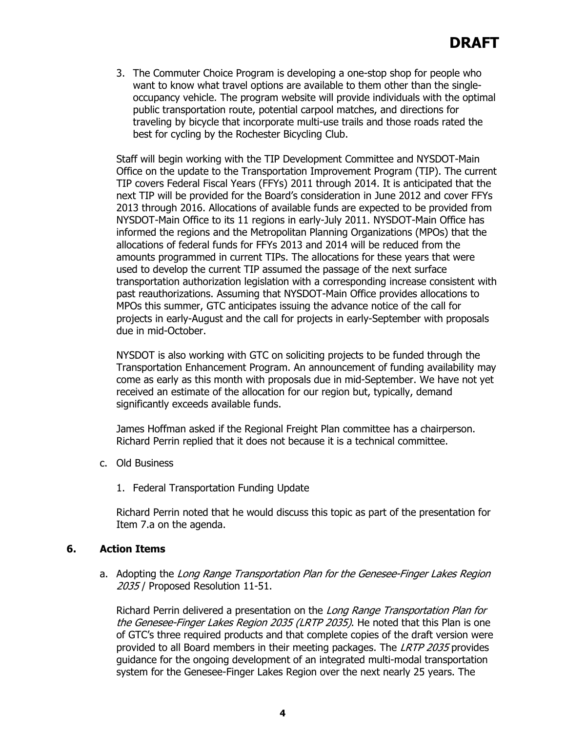**DRAFT**

3. The Commuter Choice Program is developing a one-stop shop for people who want to know what travel options are available to them other than the single-occupancy vehicle. The program website will provide individuals with the optimal public transportation route, potential carpool matches, and directions for traveling by bicycle that incorporate multi-use trails and those roads rated the best for cycling by the Rochester Bicycling Club.

Staff will begin working with the TIP Development Committee and NYSDOT-Main Office on the update to the Transportation Improvement Program (TIP). The current TIP covers Federal Fiscal Years (FFYs) 2011 through 2014. It is anticipated that the next TIP will be provided for the Board's consideration in June 2012 and cover FFYs 2013 through 2016. Allocations of available funds are expected to be provided from NYSDOT-Main Office to its 11 regions in early-July 2011. NYSDOT-Main Office has informed the regions and the Metropolitan Planning Organizations (MPOs) that the allocations of federal funds for FFYs 2013 and 2014 will be reduced from the amounts programmed in current TIPs. The allocations for these years that were used to develop the current TIP assumed the passage of the next surface transportation authorization legislation with a corresponding increase consistent with past reauthorizations. Assuming that NYSDOT-Main Office provides allocations to MPOs this summer, GTC anticipates issuing the advance notice of the call for projects in early-August and the call for projects in early-September with proposals due in mid-October.

NYSDOT is also working with GTC on soliciting projects to be funded through the Transportation Enhancement Program. An announcement of funding availability may come as early as this month with proposals due in mid-September. We have not yet received an estimate of the allocation for our region but, typically, demand significantly exceeds available funds.

James Hoffman asked if the Regional Freight Plan committee has a chairperson. Richard Perrin replied that it does not because it is a technical committee.

c. Old Business

1. Federal Transportation Funding Update

Richard Perrin noted that he would discuss this topic as part of the presentation for Item 7.a on the agenda.

## 6. Action Items

a. Adopting the *Long Range Transportation Plan for the Genesee-Finger Lakes Region 2035* / Proposed Resolution 11-51.

Richard Perrin delivered a presentation on the *Long Range Transportation Plan for the Genesee-Finger Lakes Region 2035 (LRTP 2035)*. He noted that this Plan is one of GTC's three required products and that complete copies of the draft version were provided to all Board members in their meeting packages. The *LRTP 2035* provides guidance for the ongoing development of an integrated multi-modal transportation system for the Genesee-Finger Lakes Region over the next nearly 25 years. The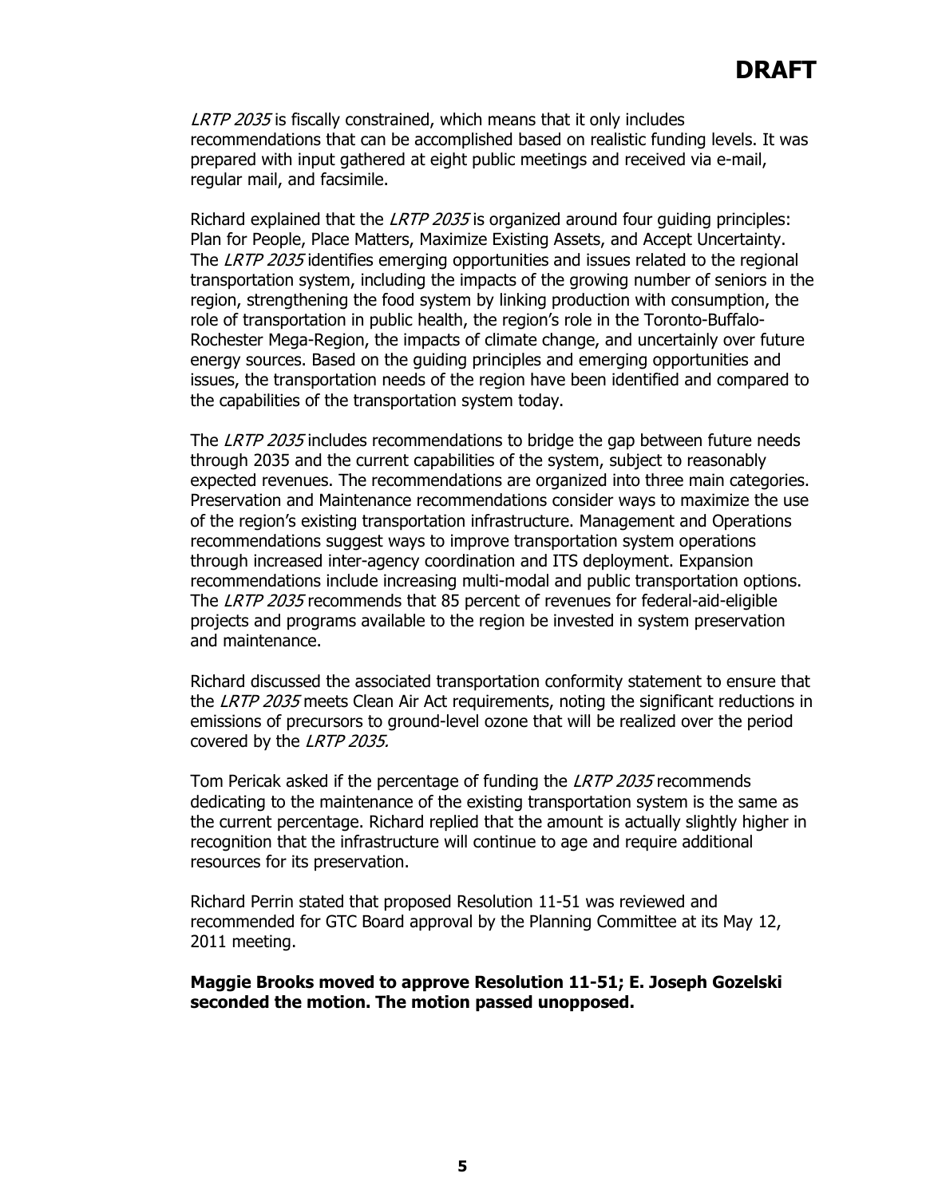# DRAFT

*LRTP 2035* is fiscally constrained, which means that it only includes recommendations that can be accomplished based on realistic funding levels. It was prepared with input gathered at eight public meetings and received via e-mail, regular mail, and facsimile.

Richard explained that the *LRTP 2035* is organized around four guiding principles: Plan for People, Place Matters, Maximize Existing Assets, and Accept Uncertainty. The *LRTP 2035* identifies emerging opportunities and issues related to the regional transportation system, including the impacts of the growing number of seniors in the region, strengthening the food system by linking production with consumption, the role of transportation in public health, the region's role in the Toronto-Buffalo-Rochester Mega-Region, the impacts of climate change, and uncertainly over future energy sources. Based on the guiding principles and emerging opportunities and issues, the transportation needs of the region have been identified and compared to the capabilities of the transportation system today.

The *LRTP 2035* includes recommendations to bridge the gap between future needs through 2035 and the current capabilities of the system, subject to reasonably expected revenues. The recommendations are organized into three main categories. Preservation and Maintenance recommendations consider ways to maximize the use of the region's existing transportation infrastructure. Management and Operations recommendations suggest ways to improve transportation system operations through increased inter-agency coordination and ITS deployment. Expansion recommendations include increasing multi-modal and public transportation options. The *LRTP 2035* recommends that 85 percent of revenues for federal-aid-eligible projects and programs available to the region be invested in system preservation and maintenance.

Richard discussed the associated transportation conformity statement to ensure that the *LRTP 2035* meets Clean Air Act requirements, noting the significant reductions in emissions of precursors to ground-level ozone that will be realized over the period covered by the *LRTP 2035.*

Tom Pericak asked if the percentage of funding the *LRTP 2035* recommends dedicating to the maintenance of the existing transportation system is the same as the current percentage. Richard replied that the amount is actually slightly higher in recognition that the infrastructure will continue to age and require additional resources for its preservation.

Richard Perrin stated that proposed Resolution 11-51 was reviewed and recommended for GTC Board approval by the Planning Committee at its May 12, 2011 meeting.

**Maggie Brooks moved to approve Resolution 11-51; E. Joseph Gozelski seconded the motion. The motion passed unopposed.**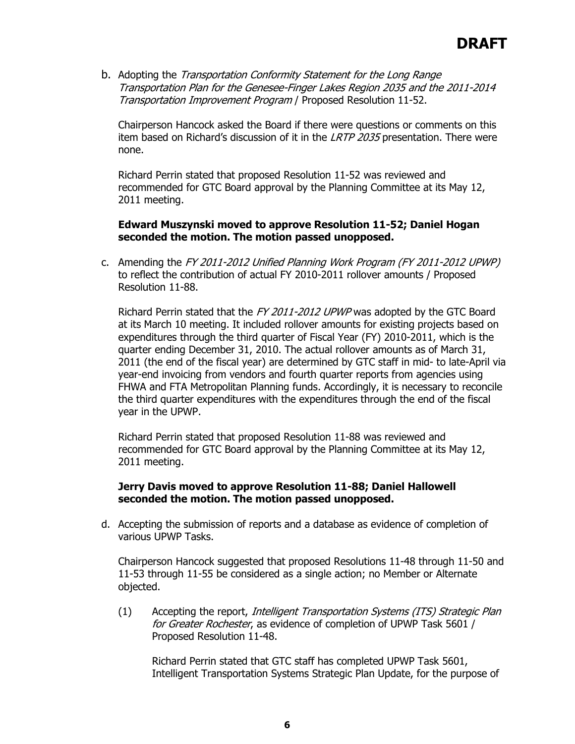**DRAFT**

b. Adopting the *Transportation Conformity Statement for the Long Range Transportation Plan for the Genesee-Finger Lakes Region 2035 and the 2011-2014 Transportation Improvement Program* / Proposed Resolution 11-52.

Chairperson Hancock asked the Board if there were questions or comments on this item based on Richard's discussion of it in the *LRTP 2035* presentation. There were none.

Richard Perrin stated that proposed Resolution 11-52 was reviewed and recommended for GTC Board approval by the Planning Committee at its May 12, 2011 meeting.

**Edward Muszynski moved to approve Resolution 11-52; Daniel Hogan seconded the motion. The motion passed unopposed.**

c. Amending the *FY 2011-2012 Unified Planning Work Program (FY 2011-2012 UPWP)* to reflect the contribution of actual FY 2010-2011 rollover amounts / Proposed Resolution 11-88.

Richard Perrin stated that the *FY 2011-2012 UPWP* was adopted by the GTC Board at its March 10 meeting. It included rollover amounts for existing projects based on expenditures through the third quarter of Fiscal Year (FY) 2010-2011, which is the quarter ending December 31, 2010. The actual rollover amounts as of March 31, 2011 (the end of the fiscal year) are determined by GTC staff in mid- to late-April via year-end invoicing from vendors and fourth quarter reports from agencies using FHWA and FTA Metropolitan Planning funds. Accordingly, it is necessary to reconcile the third quarter expenditures with the expenditures through the end of the fiscal year in the UPWP.

Richard Perrin stated that proposed Resolution 11-88 was reviewed and recommended for GTC Board approval by the Planning Committee at its May 12, 2011 meeting.

**Jerry Davis moved to approve Resolution 11-88; Daniel Hallowell seconded the motion. The motion passed unopposed.**

d. Accepting the submission of reports and a database as evidence of completion of various UPWP Tasks.

Chairperson Hancock suggested that proposed Resolutions 11-48 through 11-50 and 11-53 through 11-55 be considered as a single action; no Member or Alternate objected.

(1) Accepting the report, *Intelligent Transportation Systems (ITS) Strategic Plan for Greater Rochester*, as evidence of completion of UPWP Task 5601 / Proposed Resolution 11-48.

Richard Perrin stated that GTC staff has completed UPWP Task 5601, Intelligent Transportation Systems Strategic Plan Update, for the purpose of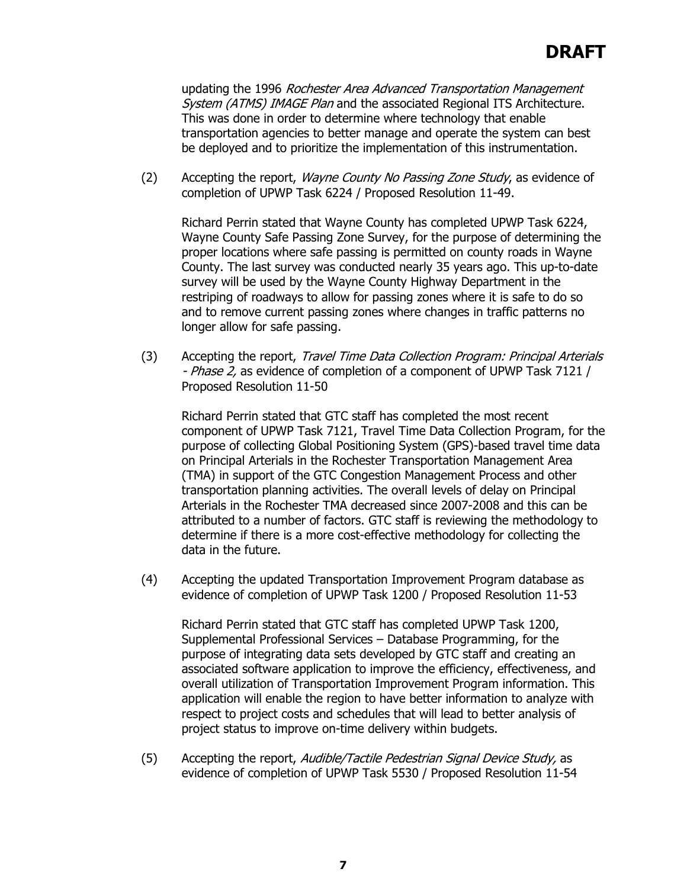updating the 1996 *Rochester Area Advanced Transportation Management System (ATMS) IMAGE Plan* and the associated Regional ITS Architecture. This was done in order to determine where technology that enable transportation agencies to better manage and operate the system can best be deployed and to prioritize the implementation of this instrumentation.

(2) Accepting the report, *Wayne County No Passing Zone Study*, as evidence of completion of UPWP Task 6224 / Proposed Resolution 11-49.

Richard Perrin stated that Wayne County has completed UPWP Task 6224, Wayne County Safe Passing Zone Survey, for the purpose of determining the proper locations where safe passing is permitted on county roads in Wayne County. The last survey was conducted nearly 35 years ago. This up-to-date survey will be used by the Wayne County Highway Department in the restriping of roadways to allow for passing zones where it is safe to do so and to remove current passing zones where changes in traffic patterns no longer allow for safe passing.

(3) Accepting the report, *Travel Time Data Collection Program: Principal Arterials - Phase 2,* as evidence of completion of a component of UPWP Task 7121 / Proposed Resolution 11-50

Richard Perrin stated that GTC staff has completed the most recent component of UPWP Task 7121, Travel Time Data Collection Program, for the purpose of collecting Global Positioning System (GPS)-based travel time data on Principal Arterials in the Rochester Transportation Management Area (TMA) in support of the GTC Congestion Management Process and other transportation planning activities. The overall levels of delay on Principal Arterials in the Rochester TMA decreased since 2007-2008 and this can be attributed to a number of factors. GTC staff is reviewing the methodology to determine if there is a more cost-effective methodology for collecting the data in the future.

(4) Accepting the updated Transportation Improvement Program database as evidence of completion of UPWP Task 1200 / Proposed Resolution 11-53

Richard Perrin stated that GTC staff has completed UPWP Task 1200, Supplemental Professional Services – Database Programming, for the purpose of integrating data sets developed by GTC staff and creating an associated software application to improve the efficiency, effectiveness, and overall utilization of Transportation Improvement Program information. This application will enable the region to have better information to analyze with respect to project costs and schedules that will lead to better analysis of project status to improve on-time delivery within budgets.

(5) Accepting the report, *Audible/Tactile Pedestrian Signal Device Study,* as evidence of completion of UPWP Task 5530 / Proposed Resolution 11-54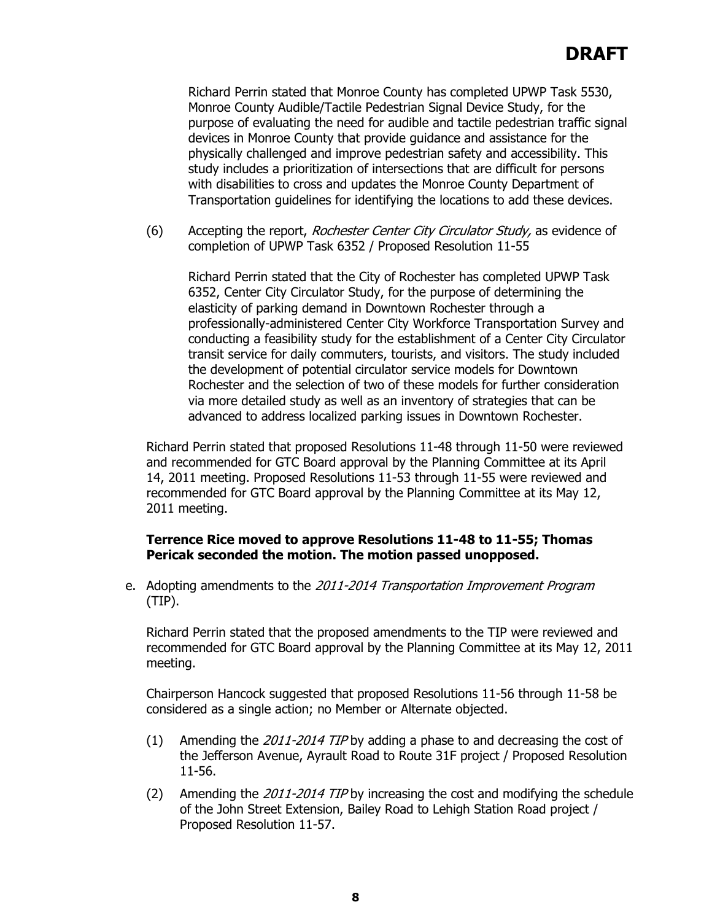**DRAFT**

Richard Perrin stated that Monroe County has completed UPWP Task 5530, Monroe County Audible/Tactile Pedestrian Signal Device Study, for the purpose of evaluating the need for audible and tactile pedestrian traffic signal devices in Monroe County that provide guidance and assistance for the physically challenged and improve pedestrian safety and accessibility. This study includes a prioritization of intersections that are difficult for persons with disabilities to cross and updates the Monroe County Department of Transportation guidelines for identifying the locations to add these devices.

(6) Accepting the report, *Rochester Center City Circulator Study,* as evidence of completion of UPWP Task 6352 / Proposed Resolution 11-55

Richard Perrin stated that the City of Rochester has completed UPWP Task 6352, Center City Circulator Study, for the purpose of determining the elasticity of parking demand in Downtown Rochester through a professionally-administered Center City Workforce Transportation Survey and conducting a feasibility study for the establishment of a Center City Circulator transit service for daily commuters, tourists, and visitors. The study included the development of potential circulator service models for Downtown Rochester and the selection of two of these models for further consideration via more detailed study as well as an inventory of strategies that can be advanced to address localized parking issues in Downtown Rochester.

Richard Perrin stated that proposed Resolutions 11-48 through 11-50 were reviewed and recommended for GTC Board approval by the Planning Committee at its April 14, 2011 meeting. Proposed Resolutions 11-53 through 11-55 were reviewed and recommended for GTC Board approval by the Planning Committee at its May 12, 2011 meeting.

**Terrence Rice moved to approve Resolutions 11-48 to 11-55; Thomas Pericak seconded the motion. The motion passed unopposed.**

e. Adopting amendments to the *2011-2014 Transportation Improvement Program* (TIP).

Richard Perrin stated that the proposed amendments to the TIP were reviewed and recommended for GTC Board approval by the Planning Committee at its May 12, 2011 meeting.

Chairperson Hancock suggested that proposed Resolutions 11-56 through 11-58 be considered as a single action; no Member or Alternate objected.

(1) Amending the *2011-2014 TIP* by adding a phase to and decreasing the cost of the Jefferson Avenue, Ayrault Road to Route 31F project / Proposed Resolution 11-56.

(2) Amending the *2011-2014 TIP* by increasing the cost and modifying the schedule of the John Street Extension, Bailey Road to Lehigh Station Road project / Proposed Resolution 11-57.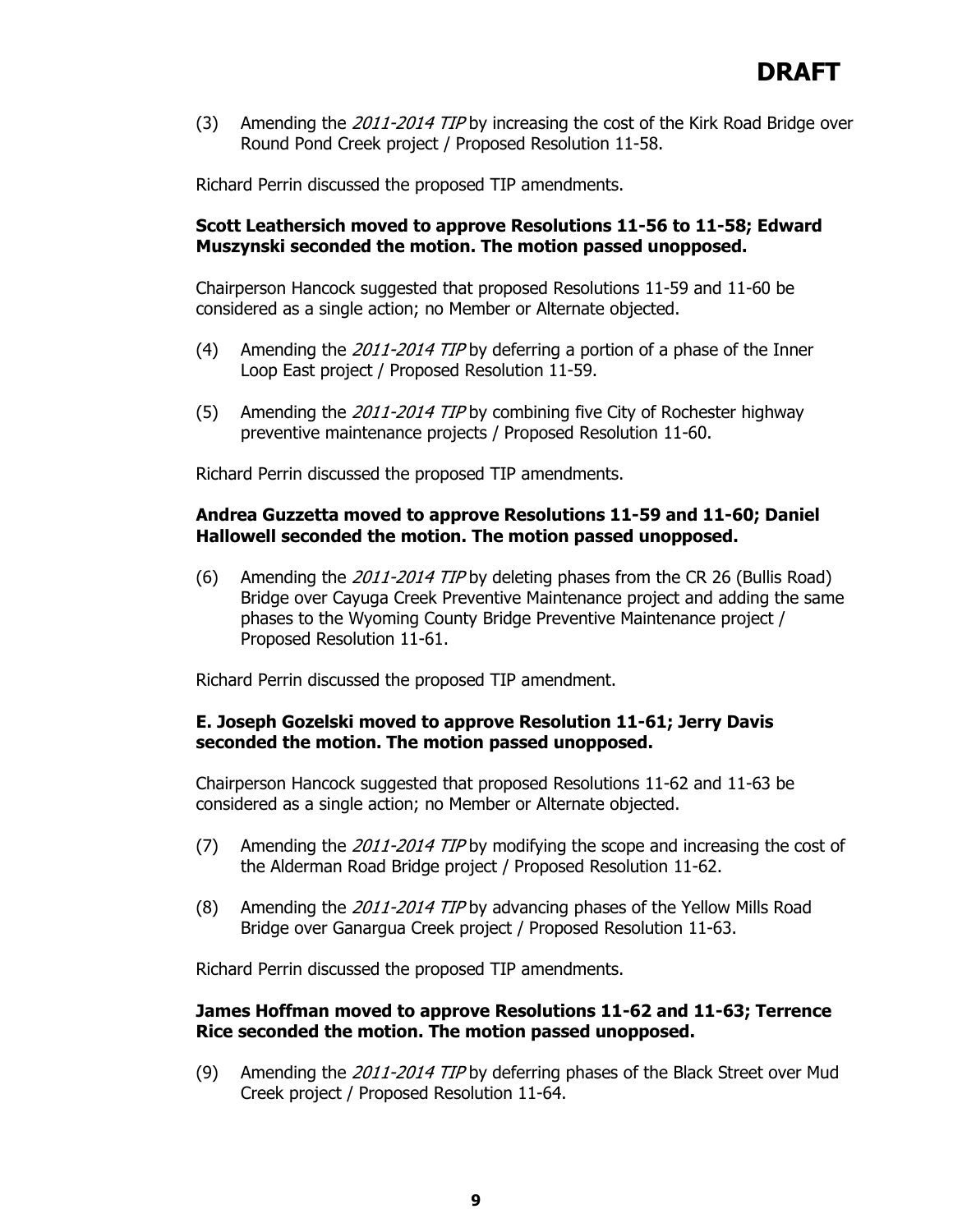**DRAFT**

(3) Amending the *2011-2014 TIP* by increasing the cost of the Kirk Road Bridge over Round Pond Creek project / Proposed Resolution 11-58.

Richard Perrin discussed the proposed TIP amendments.

**Scott Leathersich moved to approve Resolutions 11-56 to 11-58; Edward Muszynski seconded the motion. The motion passed unopposed.**

Chairperson Hancock suggested that proposed Resolutions 11-59 and 11-60 be considered as a single action; no Member or Alternate objected.

(4) Amending the *2011-2014 TIP* by deferring a portion of a phase of the Inner Loop East project / Proposed Resolution 11-59.

(5) Amending the *2011-2014 TIP* by combining five City of Rochester highway preventive maintenance projects / Proposed Resolution 11-60.

Richard Perrin discussed the proposed TIP amendments.

**Andrea Guzzetta moved to approve Resolutions 11-59 and 11-60; Daniel Hallowell seconded the motion. The motion passed unopposed.**

(6) Amending the *2011-2014 TIP* by deleting phases from the CR 26 (Bullis Road) Bridge over Cayuga Creek Preventive Maintenance project and adding the same phases to the Wyoming County Bridge Preventive Maintenance project / Proposed Resolution 11-61.

Richard Perrin discussed the proposed TIP amendment.

**E. Joseph Gozelski moved to approve Resolution 11-61; Jerry Davis seconded the motion. The motion passed unopposed.**

Chairperson Hancock suggested that proposed Resolutions 11-62 and 11-63 be considered as a single action; no Member or Alternate objected.

(7) Amending the *2011-2014 TIP* by modifying the scope and increasing the cost of the Alderman Road Bridge project / Proposed Resolution 11-62.

(8) Amending the *2011-2014 TIP* by advancing phases of the Yellow Mills Road Bridge over Ganargua Creek project / Proposed Resolution 11-63.

Richard Perrin discussed the proposed TIP amendments.

**James Hoffman moved to approve Resolutions 11-62 and 11-63; Terrence Rice seconded the motion. The motion passed unopposed.**

(9) Amending the *2011-2014 TIP* by deferring phases of the Black Street over Mud Creek project / Proposed Resolution 11-64.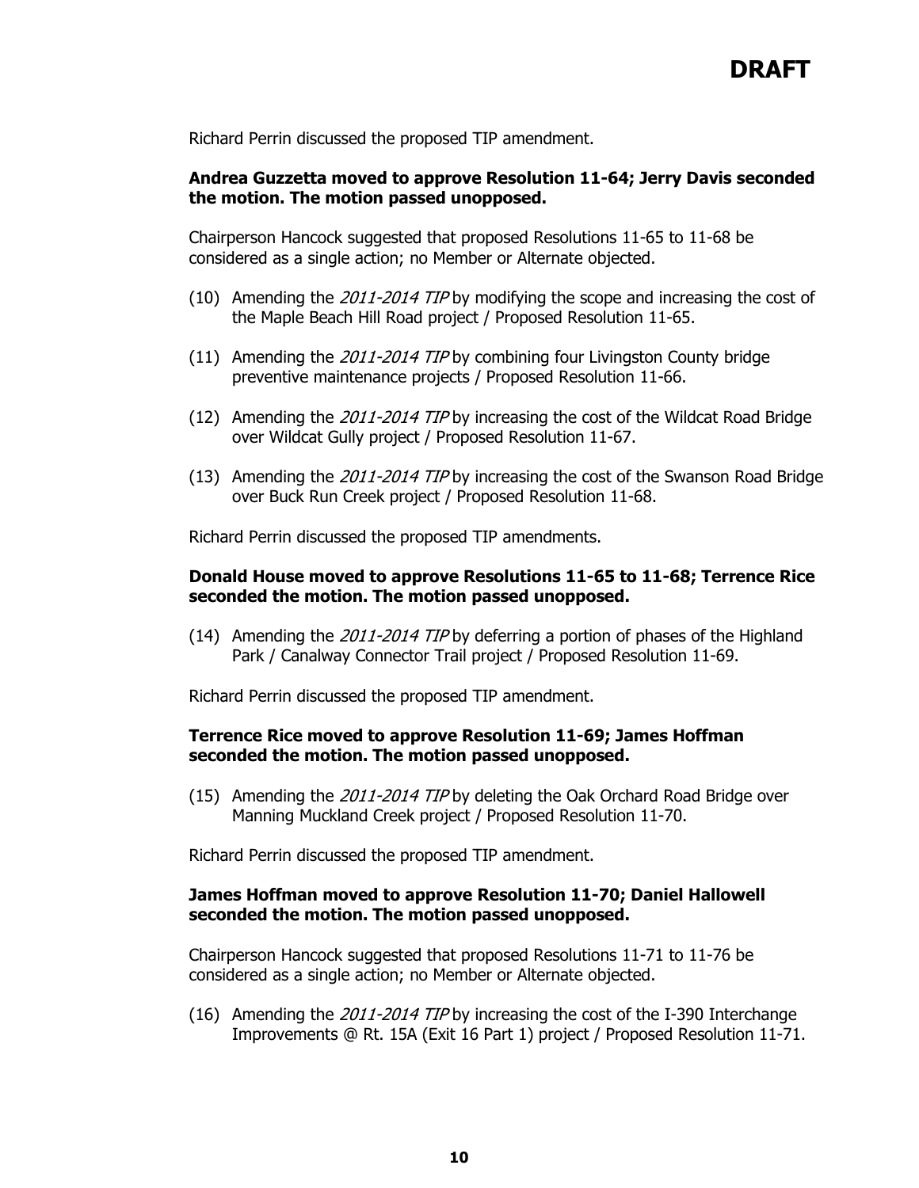Richard Perrin discussed the proposed TIP amendment.

**Andrea Guzzetta moved to approve Resolution 11-64; Jerry Davis seconded the motion. The motion passed unopposed.**

Chairperson Hancock suggested that proposed Resolutions 11-65 to 11-68 be considered as a single action; no Member or Alternate objected.

(10) Amending the *2011-2014 TIP* by modifying the scope and increasing the cost of the Maple Beach Hill Road project / Proposed Resolution 11-65.

(11) Amending the *2011-2014 TIP* by combining four Livingston County bridge preventive maintenance projects / Proposed Resolution 11-66.

(12) Amending the *2011-2014 TIP* by increasing the cost of the Wildcat Road Bridge over Wildcat Gully project / Proposed Resolution 11-67.

(13) Amending the *2011-2014 TIP* by increasing the cost of the Swanson Road Bridge over Buck Run Creek project / Proposed Resolution 11-68.

Richard Perrin discussed the proposed TIP amendments.

**Donald House moved to approve Resolutions 11-65 to 11-68; Terrence Rice seconded the motion. The motion passed unopposed.**

(14) Amending the *2011-2014 TIP* by deferring a portion of phases of the Highland Park / Canalway Connector Trail project / Proposed Resolution 11-69.

Richard Perrin discussed the proposed TIP amendment.

**Terrence Rice moved to approve Resolution 11-69; James Hoffman seconded the motion. The motion passed unopposed.**

(15) Amending the *2011-2014 TIP* by deleting the Oak Orchard Road Bridge over Manning Muckland Creek project / Proposed Resolution 11-70.

Richard Perrin discussed the proposed TIP amendment.

**James Hoffman moved to approve Resolution 11-70; Daniel Hallowell seconded the motion. The motion passed unopposed.**

Chairperson Hancock suggested that proposed Resolutions 11-71 to 11-76 be considered as a single action; no Member or Alternate objected.

(16) Amending the *2011-2014 TIP* by increasing the cost of the I-390 Interchange Improvements @ Rt. 15A (Exit 16 Part 1) project / Proposed Resolution 11-71.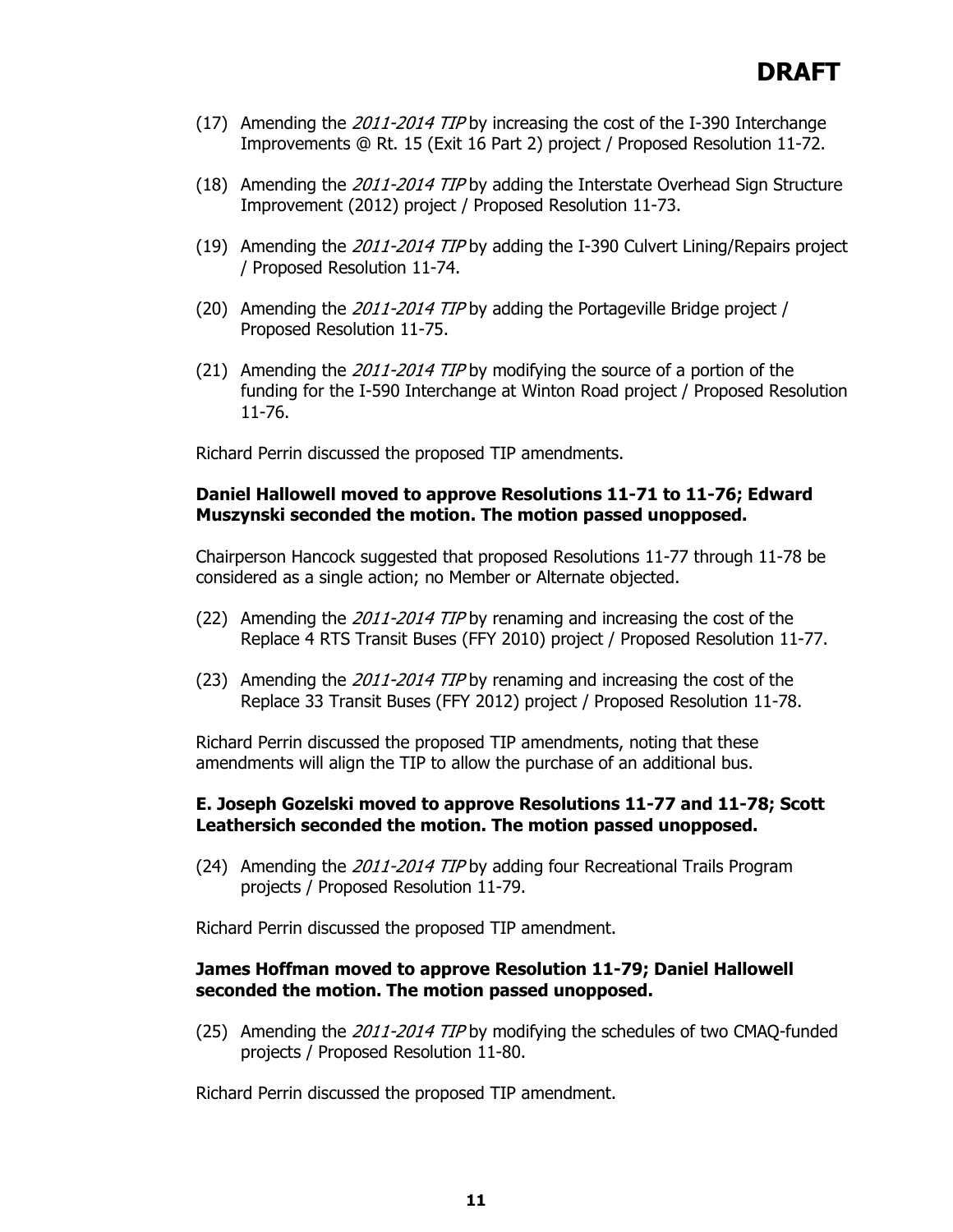DRAFT

(17) Amending the *2011-2014 TIP* by increasing the cost of the I-390 Interchange Improvements @ Rt. 15 (Exit 16 Part 2) project / Proposed Resolution 11-72.

(18) Amending the *2011-2014 TIP* by adding the Interstate Overhead Sign Structure Improvement (2012) project / Proposed Resolution 11-73.

(19) Amending the *2011-2014 TIP* by adding the I-390 Culvert Lining/Repairs project / Proposed Resolution 11-74.

(20) Amending the *2011-2014 TIP* by adding the Portageville Bridge project / Proposed Resolution 11-75.

(21) Amending the *2011-2014 TIP* by modifying the source of a portion of the funding for the I-590 Interchange at Winton Road project / Proposed Resolution 11-76.

Richard Perrin discussed the proposed TIP amendments.

**Daniel Hallowell moved to approve Resolutions 11-71 to 11-76; Edward Muszynski seconded the motion. The motion passed unopposed.**

Chairperson Hancock suggested that proposed Resolutions 11-77 through 11-78 be considered as a single action; no Member or Alternate objected.

(22) Amending the *2011-2014 TIP* by renaming and increasing the cost of the Replace 4 RTS Transit Buses (FFY 2010) project / Proposed Resolution 11-77.

(23) Amending the *2011-2014 TIP* by renaming and increasing the cost of the Replace 33 Transit Buses (FFY 2012) project / Proposed Resolution 11-78.

Richard Perrin discussed the proposed TIP amendments, noting that these amendments will align the TIP to allow the purchase of an additional bus.

**E. Joseph Gozelski moved to approve Resolutions 11-77 and 11-78; Scott Leathersich seconded the motion. The motion passed unopposed.**

(24) Amending the *2011-2014 TIP* by adding four Recreational Trails Program projects / Proposed Resolution 11-79.

Richard Perrin discussed the proposed TIP amendment.

**James Hoffman moved to approve Resolution 11-79; Daniel Hallowell seconded the motion. The motion passed unopposed.**

(25) Amending the *2011-2014 TIP* by modifying the schedules of two CMAQ-funded projects / Proposed Resolution 11-80.

Richard Perrin discussed the proposed TIP amendment.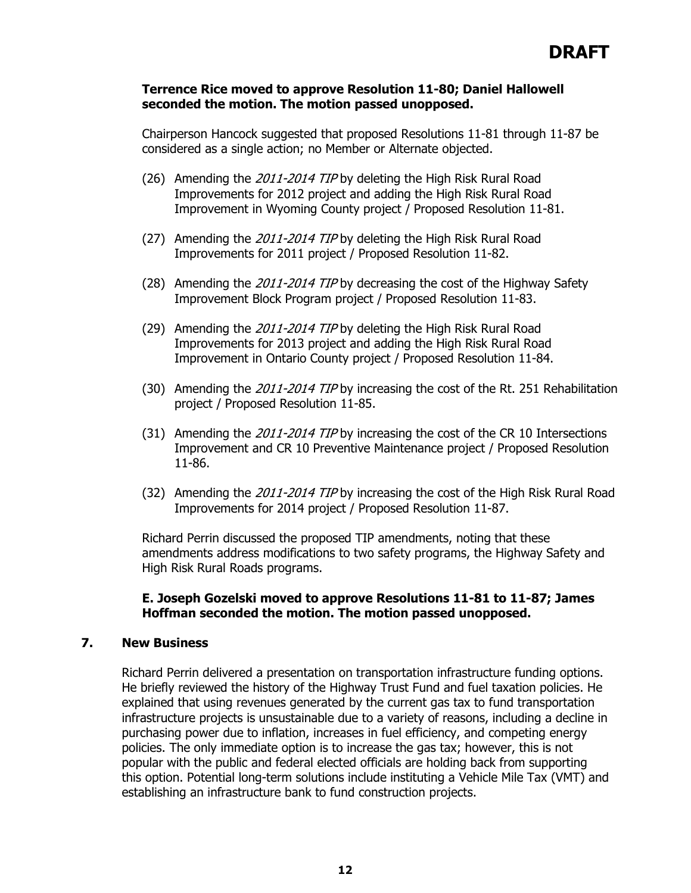**DRAFT**

**Terrence Rice moved to approve Resolution 11-80; Daniel Hallowell seconded the motion. The motion passed unopposed.**

Chairperson Hancock suggested that proposed Resolutions 11-81 through 11-87 be considered as a single action; no Member or Alternate objected.

(26) Amending the *2011-2014 TIP* by deleting the High Risk Rural Road Improvements for 2012 project and adding the High Risk Rural Road Improvement in Wyoming County project / Proposed Resolution 11-81.

(27) Amending the *2011-2014 TIP* by deleting the High Risk Rural Road Improvements for 2011 project / Proposed Resolution 11-82.

(28) Amending the *2011-2014 TIP* by decreasing the cost of the Highway Safety Improvement Block Program project / Proposed Resolution 11-83.

(29) Amending the *2011-2014 TIP* by deleting the High Risk Rural Road Improvements for 2013 project and adding the High Risk Rural Road Improvement in Ontario County project / Proposed Resolution 11-84.

(30) Amending the *2011-2014 TIP* by increasing the cost of the Rt. 251 Rehabilitation project / Proposed Resolution 11-85.

(31) Amending the *2011-2014 TIP* by increasing the cost of the CR 10 Intersections Improvement and CR 10 Preventive Maintenance project / Proposed Resolution 11-86.

(32) Amending the *2011-2014 TIP* by increasing the cost of the High Risk Rural Road Improvements for 2014 project / Proposed Resolution 11-87.

Richard Perrin discussed the proposed TIP amendments, noting that these amendments address modifications to two safety programs, the Highway Safety and High Risk Rural Roads programs.

**E. Joseph Gozelski moved to approve Resolutions 11-81 to 11-87; James Hoffman seconded the motion. The motion passed unopposed.**

## 7. New Business

Richard Perrin delivered a presentation on transportation infrastructure funding options. He briefly reviewed the history of the Highway Trust Fund and fuel taxation policies. He explained that using revenues generated by the current gas tax to fund transportation infrastructure projects is unsustainable due to a variety of reasons, including a decline in purchasing power due to inflation, increases in fuel efficiency, and competing energy policies. The only immediate option is to increase the gas tax; however, this is not popular with the public and federal elected officials are holding back from supporting this option. Potential long-term solutions include instituting a Vehicle Mile Tax (VMT) and establishing an infrastructure bank to fund construction projects.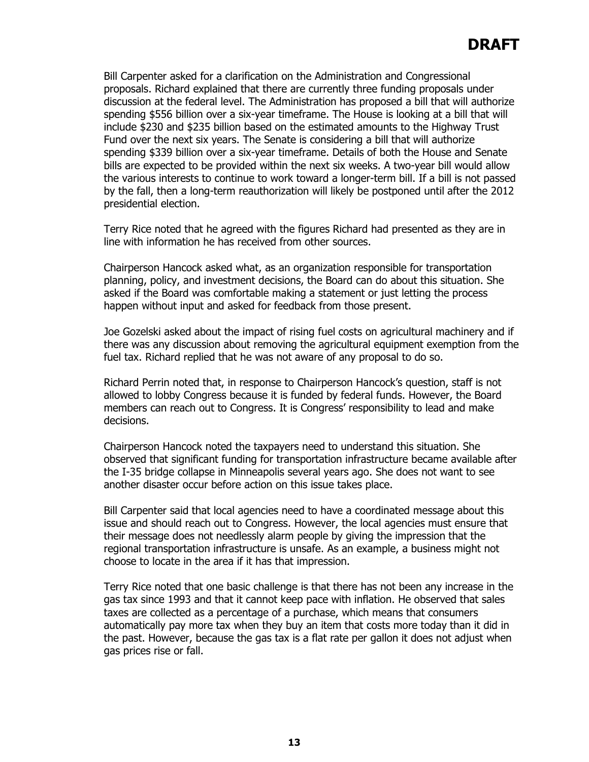**DRAFT**

Bill Carpenter asked for a clarification on the Administration and Congressional proposals. Richard explained that there are currently three funding proposals under discussion at the federal level. The Administration has proposed a bill that will authorize spending $556 billion over a six-year timeframe. The House is looking at a bill that will include $230 and $235 billion based on the estimated amounts to the Highway Trust Fund over the next six years. The Senate is considering a bill that will authorize spending $339 billion over a six-year timeframe. Details of both the House and Senate bills are expected to be provided within the next six weeks. A two-year bill would allow the various interests to continue to work toward a longer-term bill. If a bill is not passed by the fall, then a long-term reauthorization will likely be postponed until after the 2012 presidential election.

Terry Rice noted that he agreed with the figures Richard had presented as they are in line with information he has received from other sources.

Chairperson Hancock asked what, as an organization responsible for transportation planning, policy, and investment decisions, the Board can do about this situation. She asked if the Board was comfortable making a statement or just letting the process happen without input and asked for feedback from those present.

Joe Gozelski asked about the impact of rising fuel costs on agricultural machinery and if there was any discussion about removing the agricultural equipment exemption from the fuel tax. Richard replied that he was not aware of any proposal to do so.

Richard Perrin noted that, in response to Chairperson Hancock's question, staff is not allowed to lobby Congress because it is funded by federal funds. However, the Board members can reach out to Congress. It is Congress' responsibility to lead and make decisions.

Chairperson Hancock noted the taxpayers need to understand this situation. She observed that significant funding for transportation infrastructure became available after the I-35 bridge collapse in Minneapolis several years ago. She does not want to see another disaster occur before action on this issue takes place.

Bill Carpenter said that local agencies need to have a coordinated message about this issue and should reach out to Congress. However, the local agencies must ensure that their message does not needlessly alarm people by giving the impression that the regional transportation infrastructure is unsafe. As an example, a business might not choose to locate in the area if it has that impression.

Terry Rice noted that one basic challenge is that there has not been any increase in the gas tax since 1993 and that it cannot keep pace with inflation. He observed that sales taxes are collected as a percentage of a purchase, which means that consumers automatically pay more tax when they buy an item that costs more today than it did in the past. However, because the gas tax is a flat rate per gallon it does not adjust when gas prices rise or fall.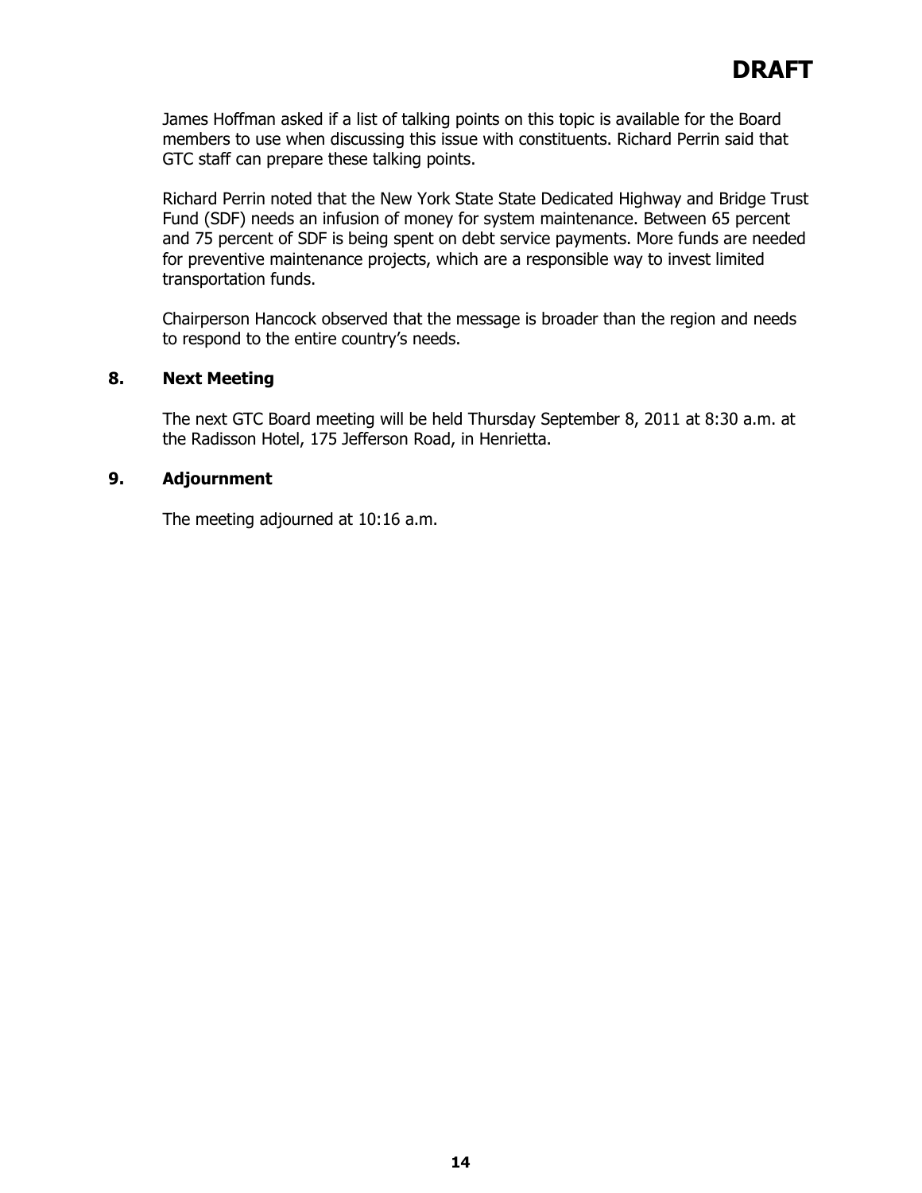**DRAFT**

James Hoffman asked if a list of talking points on this topic is available for the Board members to use when discussing this issue with constituents. Richard Perrin said that GTC staff can prepare these talking points.

Richard Perrin noted that the New York State State Dedicated Highway and Bridge Trust Fund (SDF) needs an infusion of money for system maintenance. Between 65 percent and 75 percent of SDF is being spent on debt service payments. More funds are needed for preventive maintenance projects, which are a responsible way to invest limited transportation funds.

Chairperson Hancock observed that the message is broader than the region and needs to respond to the entire country's needs.

## 8. Next Meeting

The next GTC Board meeting will be held Thursday September 8, 2011 at 8:30 a.m. at the Radisson Hotel, 175 Jefferson Road, in Henrietta.

## 9. Adjournment

The meeting adjourned at 10:16 a.m.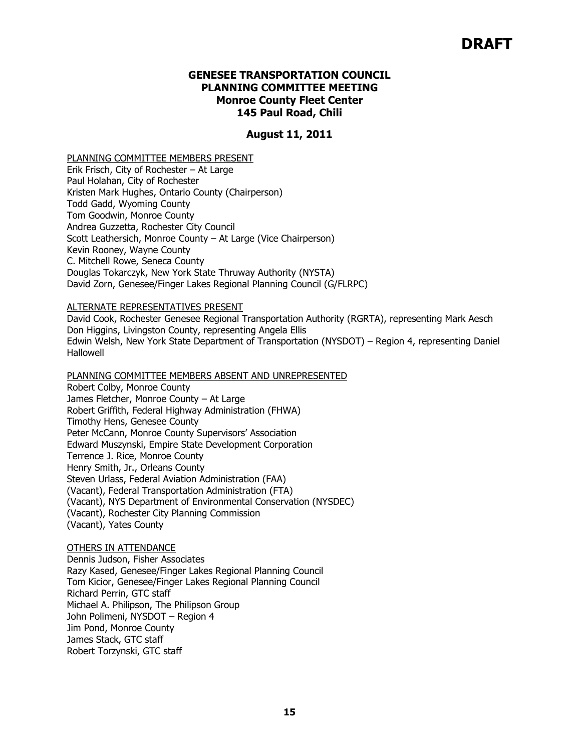# DRAFT

**GENESEE TRANSPORTATION COUNCIL**
**PLANNING COMMITTEE MEETING**
**Monroe County Fleet Center**
**145 Paul Road, Chili**

**August 11, 2011**

PLANNING COMMITTEE MEMBERS PRESENT

Erik Frisch, City of Rochester – At Large
Paul Holahan, City of Rochester
Kristen Mark Hughes, Ontario County (Chairperson)
Todd Gadd, Wyoming County
Tom Goodwin, Monroe County
Andrea Guzzetta, Rochester City Council
Scott Leathersich, Monroe County – At Large (Vice Chairperson)
Kevin Rooney, Wayne County
C. Mitchell Rowe, Seneca County
Douglas Tokarczyk, New York State Thruway Authority (NYSTA)
David Zorn, Genesee/Finger Lakes Regional Planning Council (G/FLRPC)

ALTERNATE REPRESENTATIVES PRESENT

David Cook, Rochester Genesee Regional Transportation Authority (RGRTA), representing Mark Aesch
Don Higgins, Livingston County, representing Angela Ellis
Edwin Welsh, New York State Department of Transportation (NYSDOT) – Region 4, representing Daniel Hallowell

PLANNING COMMITTEE MEMBERS ABSENT AND UNREPRESENTED

Robert Colby, Monroe County
James Fletcher, Monroe County – At Large
Robert Griffith, Federal Highway Administration (FHWA)
Timothy Hens, Genesee County
Peter McCann, Monroe County Supervisors' Association
Edward Muszynski, Empire State Development Corporation
Terrence J. Rice, Monroe County
Henry Smith, Jr., Orleans County
Steven Urlass, Federal Aviation Administration (FAA)
(Vacant), Federal Transportation Administration (FTA)
(Vacant), NYS Department of Environmental Conservation (NYSDEC)
(Vacant), Rochester City Planning Commission
(Vacant), Yates County

OTHERS IN ATTENDANCE

Dennis Judson, Fisher Associates
Razy Kased, Genesee/Finger Lakes Regional Planning Council
Tom Kicior, Genesee/Finger Lakes Regional Planning Council
Richard Perrin, GTC staff
Michael A. Philipson, The Philipson Group
John Polimeni, NYSDOT – Region 4
Jim Pond, Monroe County
James Stack, GTC staff
Robert Torzynski, GTC staff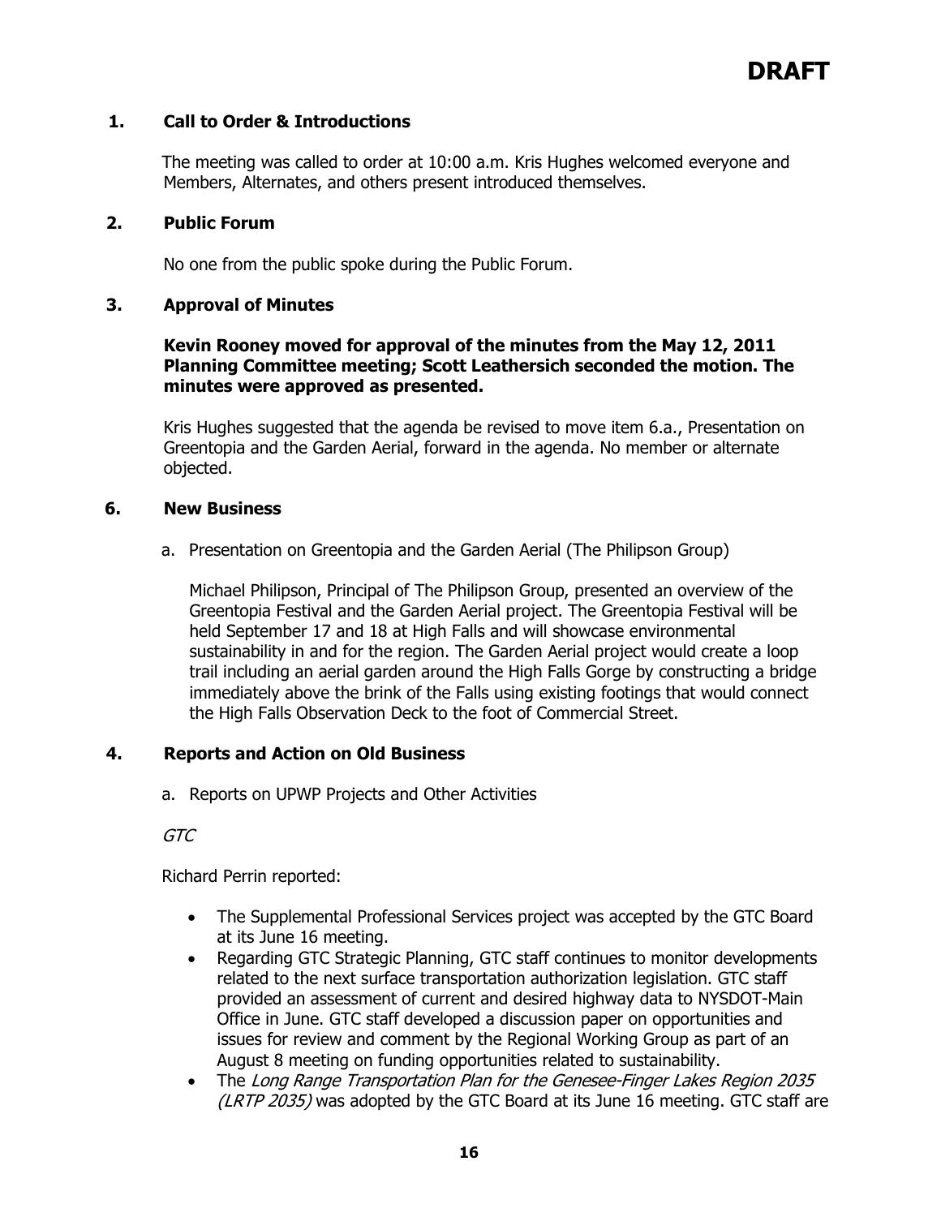**DRAFT**

## 1. Call to Order & Introductions

The meeting was called to order at 10:00 a.m. Kris Hughes welcomed everyone and Members, Alternates, and others present introduced themselves.

## 2. Public Forum

No one from the public spoke during the Public Forum.

## 3. Approval of Minutes

**Kevin Rooney moved for approval of the minutes from the May 12, 2011 Planning Committee meeting; Scott Leathersich seconded the motion. The minutes were approved as presented.**

Kris Hughes suggested that the agenda be revised to move item 6.a., Presentation on Greentopia and the Garden Aerial, forward in the agenda. No member or alternate objected.

## 6. New Business

a. Presentation on Greentopia and the Garden Aerial (The Philipson Group)

Michael Philipson, Principal of The Philipson Group, presented an overview of the Greentopia Festival and the Garden Aerial project. The Greentopia Festival will be held September 17 and 18 at High Falls and will showcase environmental sustainability in and for the region. The Garden Aerial project would create a loop trail including an aerial garden around the High Falls Gorge by constructing a bridge immediately above the brink of the Falls using existing footings that would connect the High Falls Observation Deck to the foot of Commercial Street.

## 4. Reports and Action on Old Business

a. Reports on UPWP Projects and Other Activities

*GTC*

Richard Perrin reported:

- The Supplemental Professional Services project was accepted by the GTC Board at its June 16 meeting.
- Regarding GTC Strategic Planning, GTC staff continues to monitor developments related to the next surface transportation authorization legislation. GTC staff provided an assessment of current and desired highway data to NYSDOT-Main Office in June. GTC staff developed a discussion paper on opportunities and issues for review and comment by the Regional Working Group as part of an August 8 meeting on funding opportunities related to sustainability.
- The *Long Range Transportation Plan for the Genesee-Finger Lakes Region 2035 (LRTP 2035)* was adopted by the GTC Board at its June 16 meeting. GTC staff are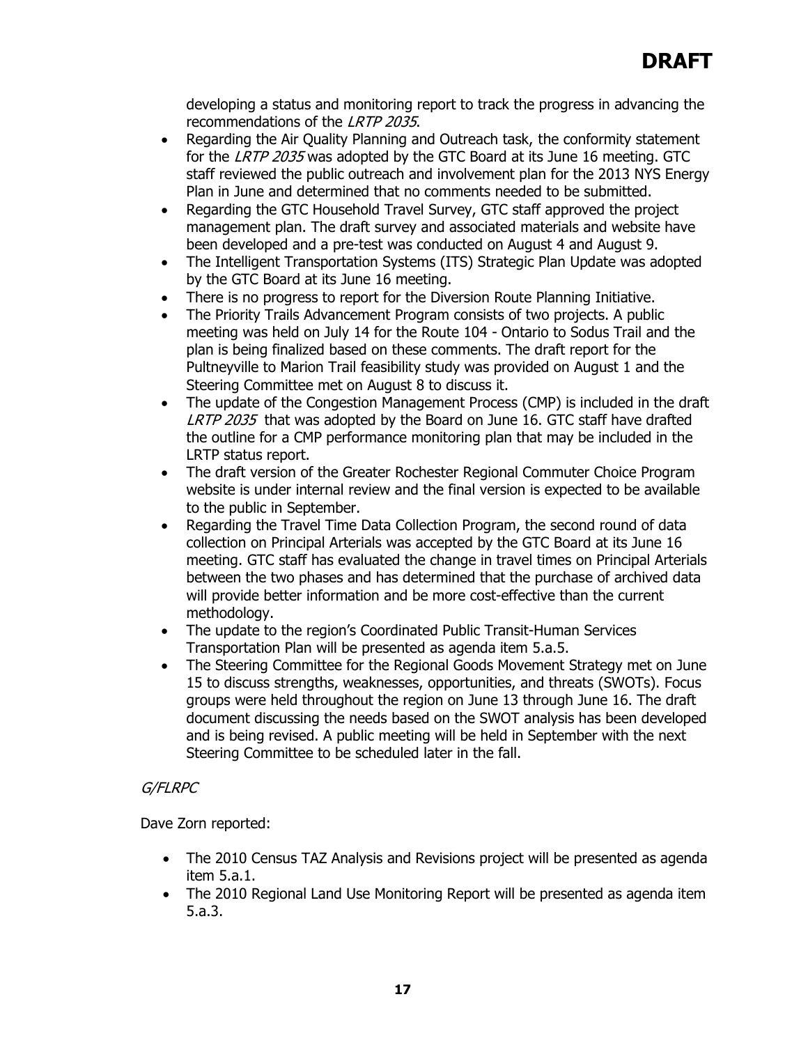**DRAFT**

developing a status and monitoring report to track the progress in advancing the recommendations of the *LRTP 2035*.

- Regarding the Air Quality Planning and Outreach task, the conformity statement for the *LRTP 2035* was adopted by the GTC Board at its June 16 meeting. GTC staff reviewed the public outreach and involvement plan for the 2013 NYS Energy Plan in June and determined that no comments needed to be submitted.
- Regarding the GTC Household Travel Survey, GTC staff approved the project management plan. The draft survey and associated materials and website have been developed and a pre-test was conducted on August 4 and August 9.
- The Intelligent Transportation Systems (ITS) Strategic Plan Update was adopted by the GTC Board at its June 16 meeting.
- There is no progress to report for the Diversion Route Planning Initiative.
- The Priority Trails Advancement Program consists of two projects. A public meeting was held on July 14 for the Route 104 - Ontario to Sodus Trail and the plan is being finalized based on these comments. The draft report for the Pultneyville to Marion Trail feasibility study was provided on August 1 and the Steering Committee met on August 8 to discuss it.
- The update of the Congestion Management Process (CMP) is included in the draft *LRTP 2035* that was adopted by the Board on June 16. GTC staff have drafted the outline for a CMP performance monitoring plan that may be included in the LRTP status report.
- The draft version of the Greater Rochester Regional Commuter Choice Program website is under internal review and the final version is expected to be available to the public in September.
- Regarding the Travel Time Data Collection Program, the second round of data collection on Principal Arterials was accepted by the GTC Board at its June 16 meeting. GTC staff has evaluated the change in travel times on Principal Arterials between the two phases and has determined that the purchase of archived data will provide better information and be more cost-effective than the current methodology.
- The update to the region's Coordinated Public Transit-Human Services Transportation Plan will be presented as agenda item 5.a.5.
- The Steering Committee for the Regional Goods Movement Strategy met on June 15 to discuss strengths, weaknesses, opportunities, and threats (SWOTs). Focus groups were held throughout the region on June 13 through June 16. The draft document discussing the needs based on the SWOT analysis has been developed and is being revised. A public meeting will be held in September with the next Steering Committee to be scheduled later in the fall.

*G/FLRPC*

Dave Zorn reported:

- The 2010 Census TAZ Analysis and Revisions project will be presented as agenda item 5.a.1.
- The 2010 Regional Land Use Monitoring Report will be presented as agenda item 5.a.3.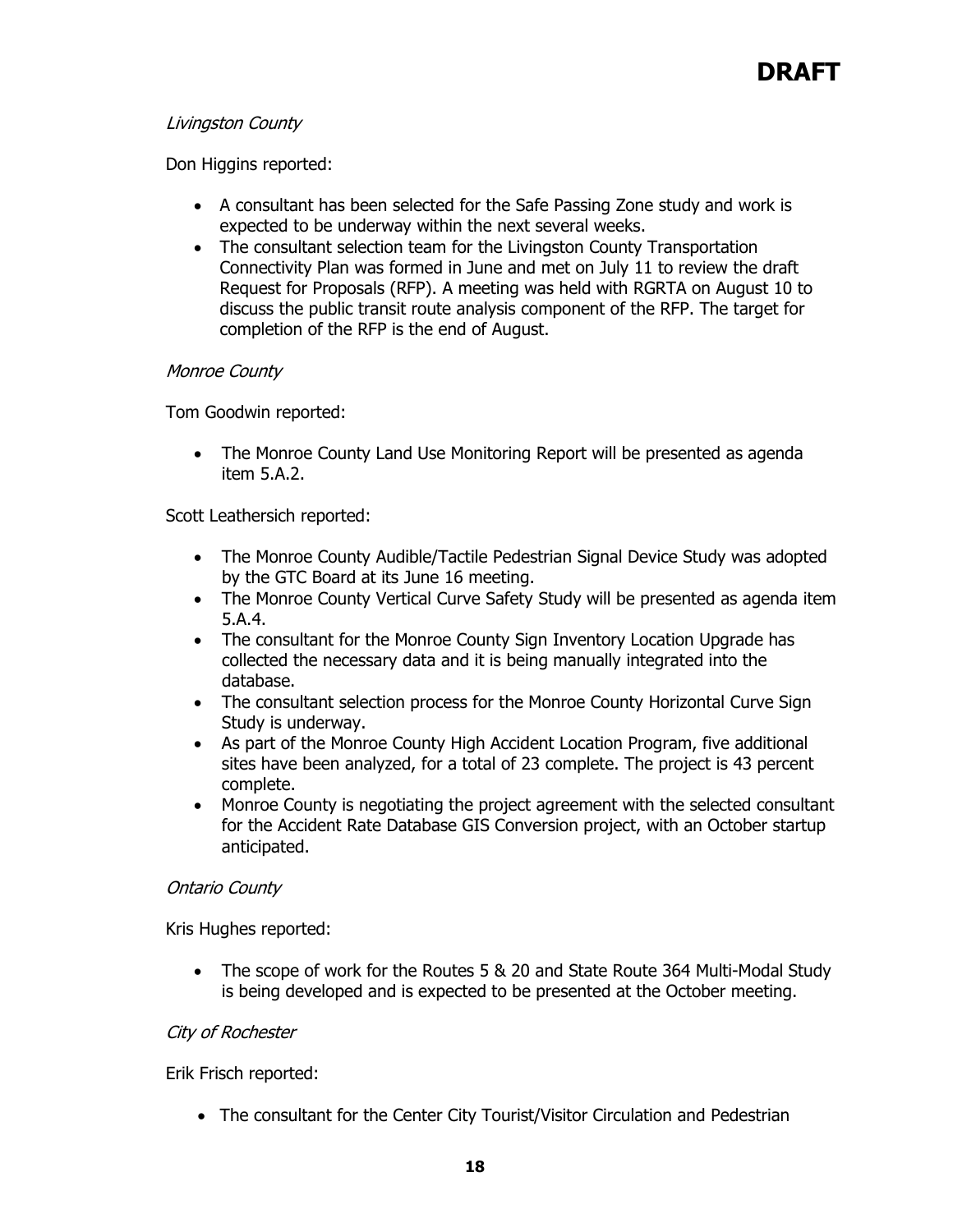**DRAFT**

*Livingston County*

Don Higgins reported:

- A consultant has been selected for the Safe Passing Zone study and work is expected to be underway within the next several weeks.
- The consultant selection team for the Livingston County Transportation Connectivity Plan was formed in June and met on July 11 to review the draft Request for Proposals (RFP). A meeting was held with RGRTA on August 10 to discuss the public transit route analysis component of the RFP. The target for completion of the RFP is the end of August.

*Monroe County*

Tom Goodwin reported:

- The Monroe County Land Use Monitoring Report will be presented as agenda item 5.A.2.

Scott Leathersich reported:

- The Monroe County Audible/Tactile Pedestrian Signal Device Study was adopted by the GTC Board at its June 16 meeting.
- The Monroe County Vertical Curve Safety Study will be presented as agenda item 5.A.4.
- The consultant for the Monroe County Sign Inventory Location Upgrade has collected the necessary data and it is being manually integrated into the database.
- The consultant selection process for the Monroe County Horizontal Curve Sign Study is underway.
- As part of the Monroe County High Accident Location Program, five additional sites have been analyzed, for a total of 23 complete. The project is 43 percent complete.
- Monroe County is negotiating the project agreement with the selected consultant for the Accident Rate Database GIS Conversion project, with an October startup anticipated.

*Ontario County*

Kris Hughes reported:

- The scope of work for the Routes 5 & 20 and State Route 364 Multi-Modal Study is being developed and is expected to be presented at the October meeting.

*City of Rochester*

Erik Frisch reported:

- The consultant for the Center City Tourist/Visitor Circulation and Pedestrian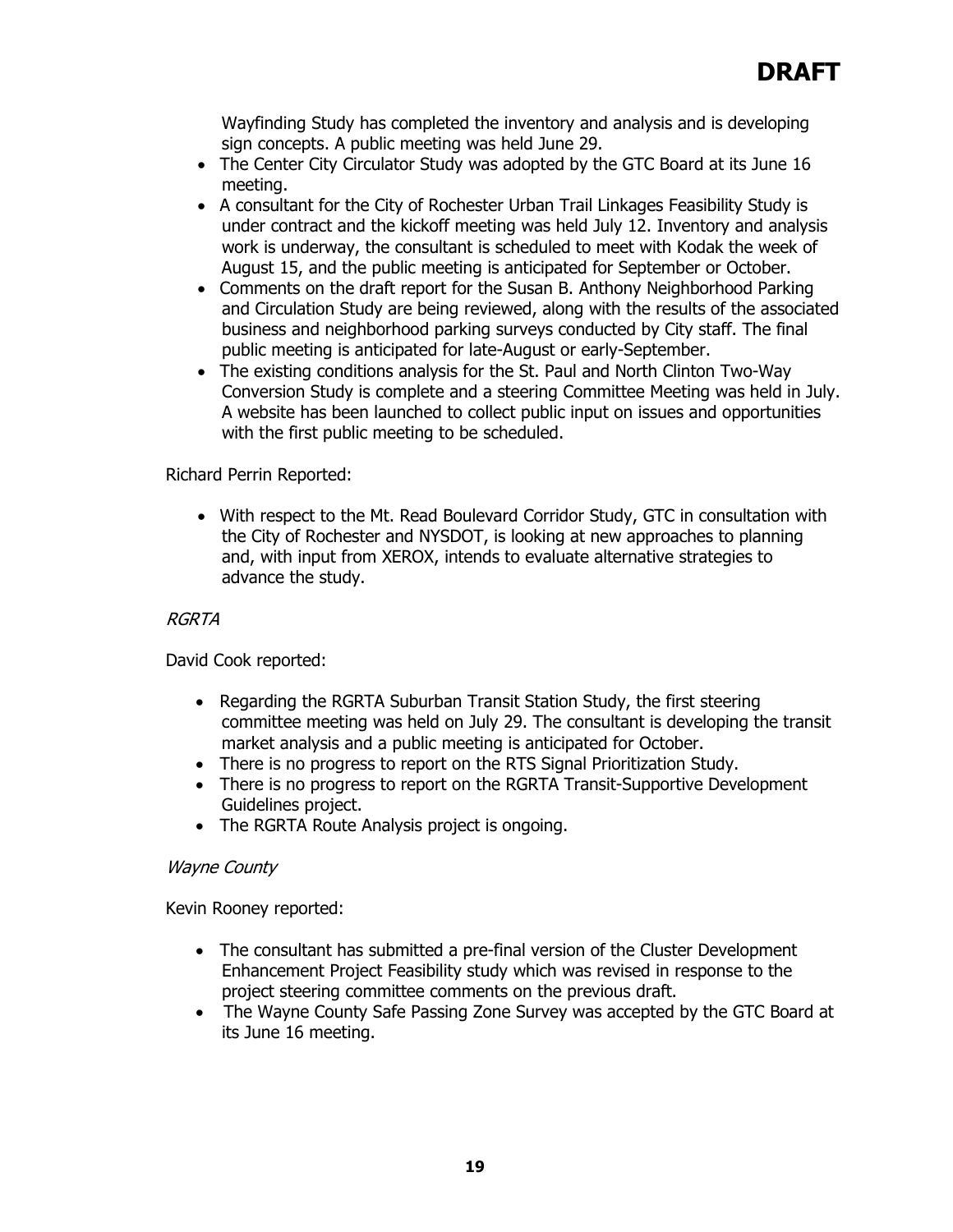Wayfinding Study has completed the inventory and analysis and is developing sign concepts. A public meeting was held June 29.

- The Center City Circulator Study was adopted by the GTC Board at its June 16 meeting.
- A consultant for the City of Rochester Urban Trail Linkages Feasibility Study is under contract and the kickoff meeting was held July 12. Inventory and analysis work is underway, the consultant is scheduled to meet with Kodak the week of August 15, and the public meeting is anticipated for September or October.
- Comments on the draft report for the Susan B. Anthony Neighborhood Parking and Circulation Study are being reviewed, along with the results of the associated business and neighborhood parking surveys conducted by City staff. The final public meeting is anticipated for late-August or early-September.
- The existing conditions analysis for the St. Paul and North Clinton Two-Way Conversion Study is complete and a steering Committee Meeting was held in July. A website has been launched to collect public input on issues and opportunities with the first public meeting to be scheduled.

Richard Perrin Reported:

- With respect to the Mt. Read Boulevard Corridor Study, GTC in consultation with the City of Rochester and NYSDOT, is looking at new approaches to planning and, with input from XEROX, intends to evaluate alternative strategies to advance the study.

*RGRTA*

David Cook reported:

- Regarding the RGRTA Suburban Transit Station Study, the first steering committee meeting was held on July 29. The consultant is developing the transit market analysis and a public meeting is anticipated for October.
- There is no progress to report on the RTS Signal Prioritization Study.
- There is no progress to report on the RGRTA Transit-Supportive Development Guidelines project.
- The RGRTA Route Analysis project is ongoing.

*Wayne County*

Kevin Rooney reported:

- The consultant has submitted a pre-final version of the Cluster Development Enhancement Project Feasibility study which was revised in response to the project steering committee comments on the previous draft.
- The Wayne County Safe Passing Zone Survey was accepted by the GTC Board at its June 16 meeting.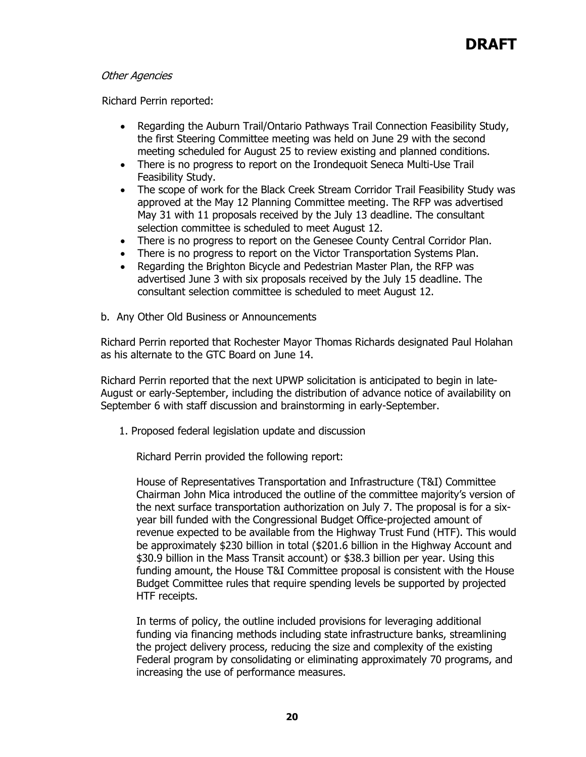# DRAFT

*Other Agencies*

Richard Perrin reported:

- Regarding the Auburn Trail/Ontario Pathways Trail Connection Feasibility Study, the first Steering Committee meeting was held on June 29 with the second meeting scheduled for August 25 to review existing and planned conditions.
- There is no progress to report on the Irondequoit Seneca Multi-Use Trail Feasibility Study.
- The scope of work for the Black Creek Stream Corridor Trail Feasibility Study was approved at the May 12 Planning Committee meeting. The RFP was advertised May 31 with 11 proposals received by the July 13 deadline. The consultant selection committee is scheduled to meet August 12.
- There is no progress to report on the Genesee County Central Corridor Plan.
- There is no progress to report on the Victor Transportation Systems Plan.
- Regarding the Brighton Bicycle and Pedestrian Master Plan, the RFP was advertised June 3 with six proposals received by the July 15 deadline. The consultant selection committee is scheduled to meet August 12.

b. Any Other Old Business or Announcements

Richard Perrin reported that Rochester Mayor Thomas Richards designated Paul Holahan as his alternate to the GTC Board on June 14.

Richard Perrin reported that the next UPWP solicitation is anticipated to begin in late-August or early-September, including the distribution of advance notice of availability on September 6 with staff discussion and brainstorming in early-September.

1. Proposed federal legislation update and discussion

Richard Perrin provided the following report:

House of Representatives Transportation and Infrastructure (T&I) Committee Chairman John Mica introduced the outline of the committee majority's version of the next surface transportation authorization on July 7. The proposal is for a six-year bill funded with the Congressional Budget Office-projected amount of revenue expected to be available from the Highway Trust Fund (HTF). This would be approximately $230 billion in total ($201.6 billion in the Highway Account and $30.9 billion in the Mass Transit account) or $38.3 billion per year. Using this funding amount, the House T&I Committee proposal is consistent with the House Budget Committee rules that require spending levels be supported by projected HTF receipts.

In terms of policy, the outline included provisions for leveraging additional funding via financing methods including state infrastructure banks, streamlining the project delivery process, reducing the size and complexity of the existing Federal program by consolidating or eliminating approximately 70 programs, and increasing the use of performance measures.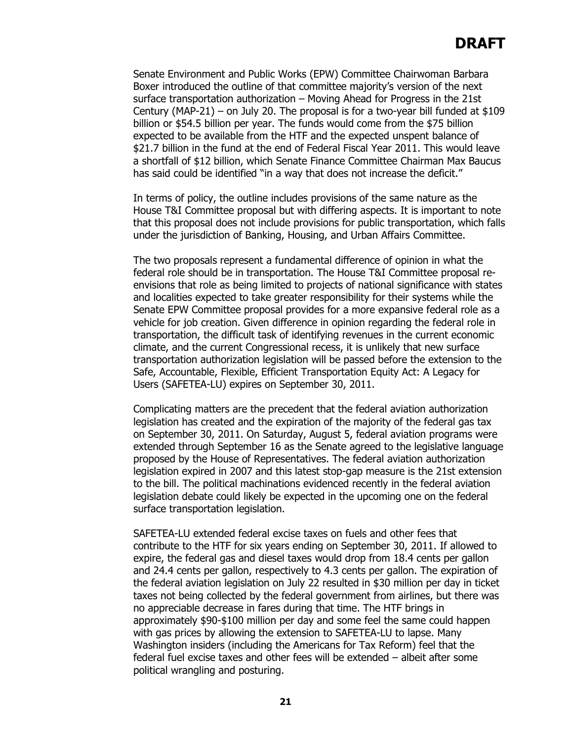Senate Environment and Public Works (EPW) Committee Chairwoman Barbara Boxer introduced the outline of that committee majority's version of the next surface transportation authorization – Moving Ahead for Progress in the 21st Century (MAP-21) – on July 20. The proposal is for a two-year bill funded at $109 billion or $54.5 billion per year. The funds would come from the $75 billion expected to be available from the HTF and the expected unspent balance of $21.7 billion in the fund at the end of Federal Fiscal Year 2011. This would leave a shortfall of $12 billion, which Senate Finance Committee Chairman Max Baucus has said could be identified "in a way that does not increase the deficit."

In terms of policy, the outline includes provisions of the same nature as the House T&I Committee proposal but with differing aspects. It is important to note that this proposal does not include provisions for public transportation, which falls under the jurisdiction of Banking, Housing, and Urban Affairs Committee.

The two proposals represent a fundamental difference of opinion in what the federal role should be in transportation. The House T&I Committee proposal re-envisions that role as being limited to projects of national significance with states and localities expected to take greater responsibility for their systems while the Senate EPW Committee proposal provides for a more expansive federal role as a vehicle for job creation. Given difference in opinion regarding the federal role in transportation, the difficult task of identifying revenues in the current economic climate, and the current Congressional recess, it is unlikely that new surface transportation authorization legislation will be passed before the extension to the Safe, Accountable, Flexible, Efficient Transportation Equity Act: A Legacy for Users (SAFETEA-LU) expires on September 30, 2011.

Complicating matters are the precedent that the federal aviation authorization legislation has created and the expiration of the majority of the federal gas tax on September 30, 2011. On Saturday, August 5, federal aviation programs were extended through September 16 as the Senate agreed to the legislative language proposed by the House of Representatives. The federal aviation authorization legislation expired in 2007 and this latest stop-gap measure is the 21st extension to the bill. The political machinations evidenced recently in the federal aviation legislation debate could likely be expected in the upcoming one on the federal surface transportation legislation.

SAFETEA-LU extended federal excise taxes on fuels and other fees that contribute to the HTF for six years ending on September 30, 2011. If allowed to expire, the federal gas and diesel taxes would drop from 18.4 cents per gallon and 24.4 cents per gallon, respectively to 4.3 cents per gallon. The expiration of the federal aviation legislation on July 22 resulted in $30 million per day in ticket taxes not being collected by the federal government from airlines, but there was no appreciable decrease in fares during that time. The HTF brings in approximately $90-$100 million per day and some feel the same could happen with gas prices by allowing the extension to SAFETEA-LU to lapse. Many Washington insiders (including the Americans for Tax Reform) feel that the federal fuel excise taxes and other fees will be extended – albeit after some political wrangling and posturing.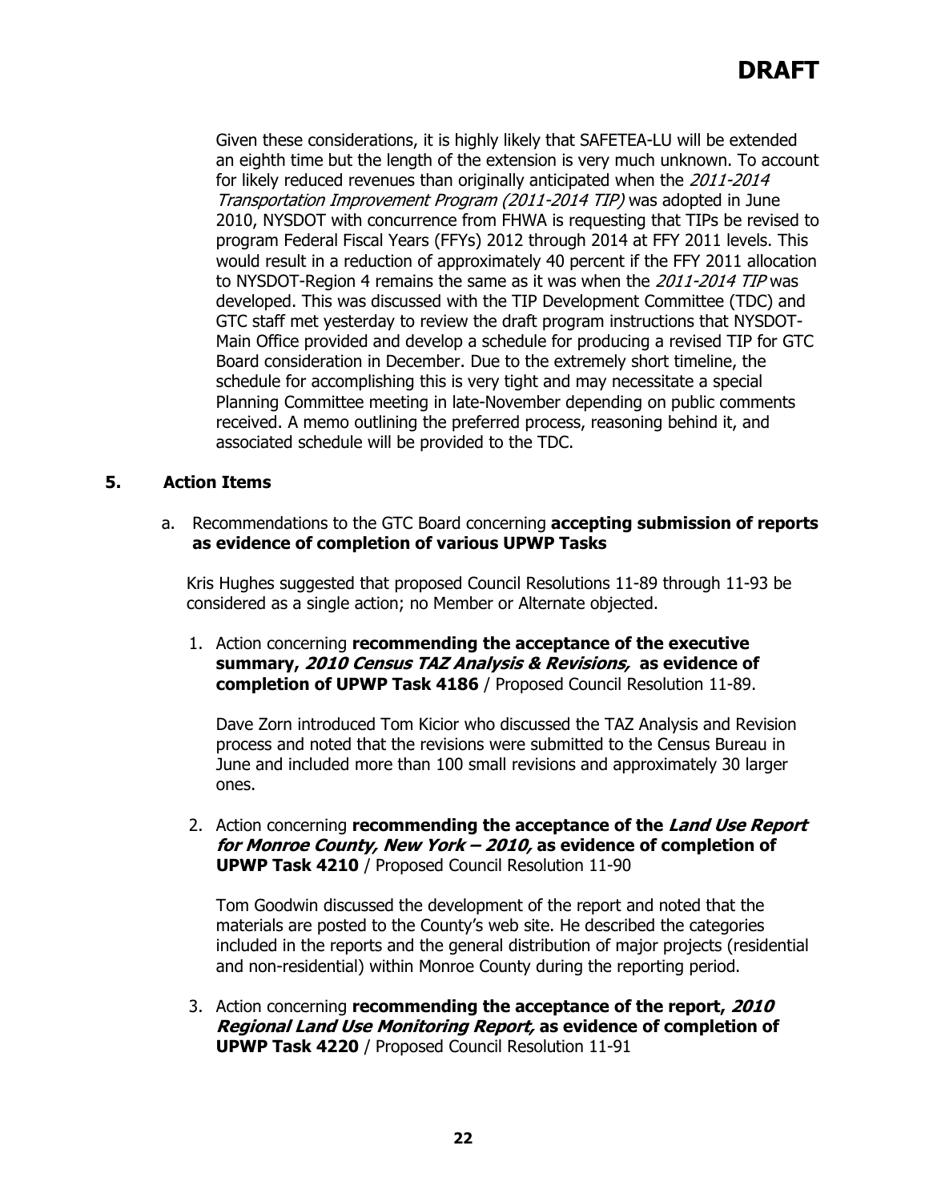Given these considerations, it is highly likely that SAFETEA-LU will be extended an eighth time but the length of the extension is very much unknown. To account for likely reduced revenues than originally anticipated when the *2011-2014 Transportation Improvement Program (2011-2014 TIP)* was adopted in June 2010, NYSDOT with concurrence from FHWA is requesting that TIPs be revised to program Federal Fiscal Years (FFYs) 2012 through 2014 at FFY 2011 levels. This would result in a reduction of approximately 40 percent if the FFY 2011 allocation to NYSDOT-Region 4 remains the same as it was when the *2011-2014 TIP* was developed. This was discussed with the TIP Development Committee (TDC) and GTC staff met yesterday to review the draft program instructions that NYSDOT-Main Office provided and develop a schedule for producing a revised TIP for GTC Board consideration in December. Due to the extremely short timeline, the schedule for accomplishing this is very tight and may necessitate a special Planning Committee meeting in late-November depending on public comments received. A memo outlining the preferred process, reasoning behind it, and associated schedule will be provided to the TDC.

## 5. Action Items

a. Recommendations to the GTC Board concerning **accepting submission of reports as evidence of completion of various UPWP Tasks**

Kris Hughes suggested that proposed Council Resolutions 11-89 through 11-93 be considered as a single action; no Member or Alternate objected.

1. Action concerning **recommending the acceptance of the executive summary, *2010 Census TAZ Analysis & Revisions,* as evidence of completion of UPWP Task 4186** / Proposed Council Resolution 11-89.

   Dave Zorn introduced Tom Kicior who discussed the TAZ Analysis and Revision process and noted that the revisions were submitted to the Census Bureau in June and included more than 100 small revisions and approximately 30 larger ones.

2. Action concerning **recommending the acceptance of the *Land Use Report for Monroe County, New York – 2010,* as evidence of completion of UPWP Task 4210** / Proposed Council Resolution 11-90

   Tom Goodwin discussed the development of the report and noted that the materials are posted to the County's web site. He described the categories included in the reports and the general distribution of major projects (residential and non-residential) within Monroe County during the reporting period.

3. Action concerning **recommending the acceptance of the report, *2010 Regional Land Use Monitoring Report,* as evidence of completion of UPWP Task 4220** / Proposed Council Resolution 11-91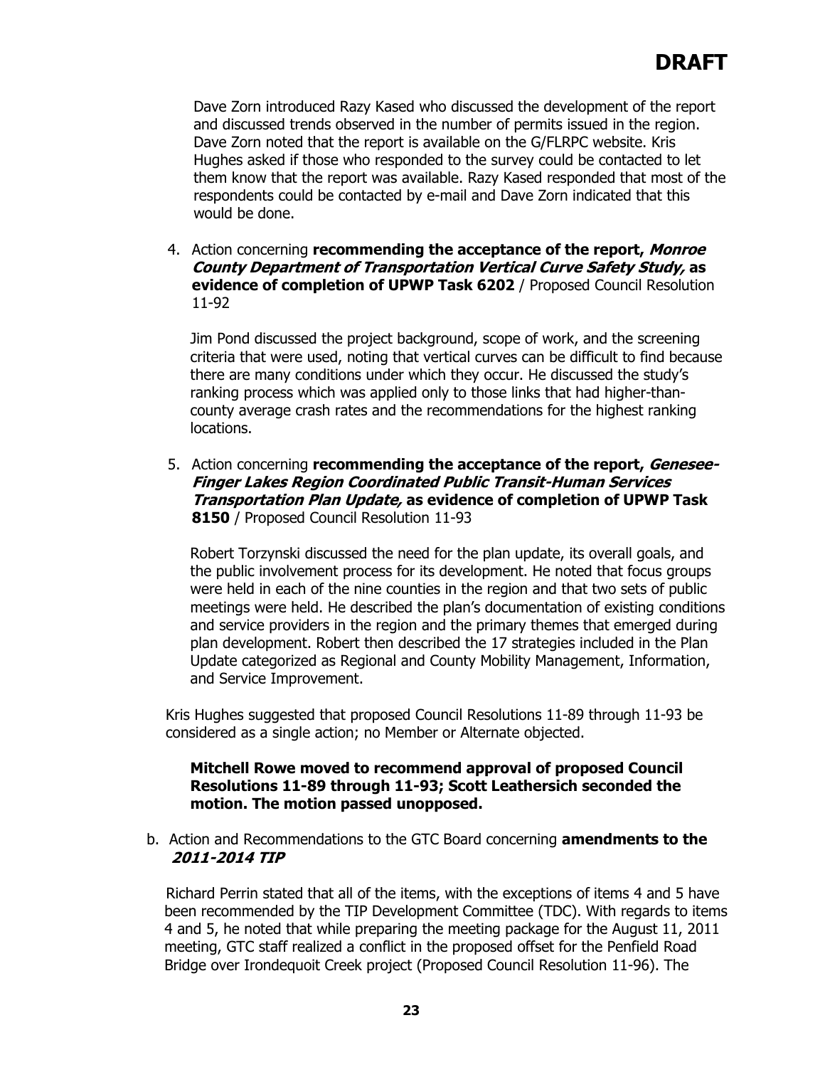**DRAFT**

Dave Zorn introduced Razy Kased who discussed the development of the report and discussed trends observed in the number of permits issued in the region. Dave Zorn noted that the report is available on the G/FLRPC website. Kris Hughes asked if those who responded to the survey could be contacted to let them know that the report was available. Razy Kased responded that most of the respondents could be contacted by e-mail and Dave Zorn indicated that this would be done.

4. Action concerning **recommending the acceptance of the report, *Monroe County Department of Transportation Vertical Curve Safety Study,* as evidence of completion of UPWP Task 6202** / Proposed Council Resolution 11-92

   Jim Pond discussed the project background, scope of work, and the screening criteria that were used, noting that vertical curves can be difficult to find because there are many conditions under which they occur. He discussed the study's ranking process which was applied only to those links that had higher-than-county average crash rates and the recommendations for the highest ranking locations.

5. Action concerning **recommending the acceptance of the report, *Genesee-Finger Lakes Region Coordinated Public Transit-Human Services Transportation Plan Update,* as evidence of completion of UPWP Task 8150** / Proposed Council Resolution 11-93

   Robert Torzynski discussed the need for the plan update, its overall goals, and the public involvement process for its development. He noted that focus groups were held in each of the nine counties in the region and that two sets of public meetings were held. He described the plan's documentation of existing conditions and service providers in the region and the primary themes that emerged during plan development. Robert then described the 17 strategies included in the Plan Update categorized as Regional and County Mobility Management, Information, and Service Improvement.

Kris Hughes suggested that proposed Council Resolutions 11-89 through 11-93 be considered as a single action; no Member or Alternate objected.

**Mitchell Rowe moved to recommend approval of proposed Council Resolutions 11-89 through 11-93; Scott Leathersich seconded the motion. The motion passed unopposed.**

b. Action and Recommendations to the GTC Board concerning **amendments to the *2011-2014 TIP***

Richard Perrin stated that all of the items, with the exceptions of items 4 and 5 have been recommended by the TIP Development Committee (TDC). With regards to items 4 and 5, he noted that while preparing the meeting package for the August 11, 2011 meeting, GTC staff realized a conflict in the proposed offset for the Penfield Road Bridge over Irondequoit Creek project (Proposed Council Resolution 11-96). The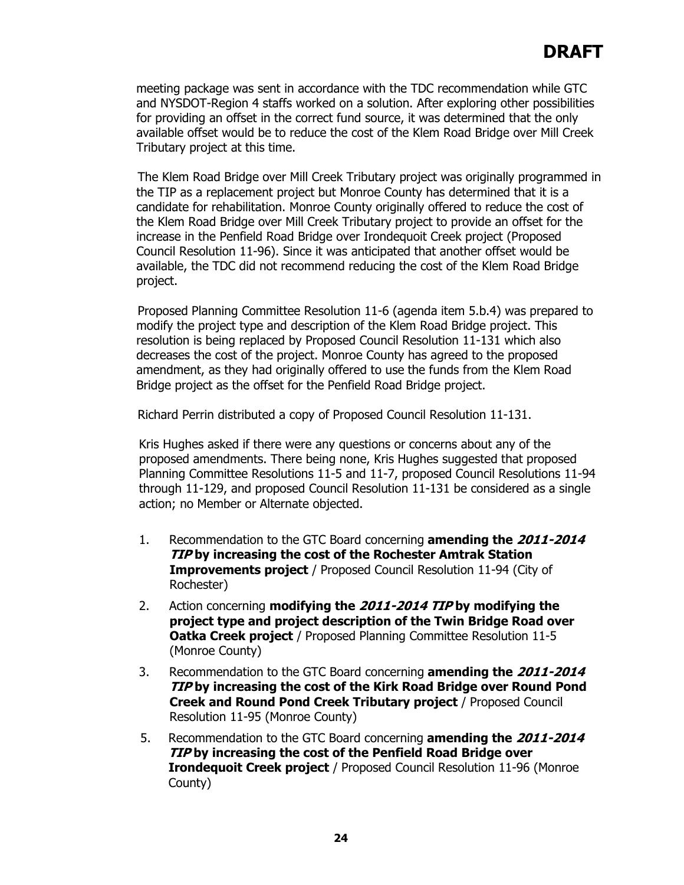**DRAFT**

meeting package was sent in accordance with the TDC recommendation while GTC and NYSDOT-Region 4 staffs worked on a solution. After exploring other possibilities for providing an offset in the correct fund source, it was determined that the only available offset would be to reduce the cost of the Klem Road Bridge over Mill Creek Tributary project at this time.

The Klem Road Bridge over Mill Creek Tributary project was originally programmed in the TIP as a replacement project but Monroe County has determined that it is a candidate for rehabilitation. Monroe County originally offered to reduce the cost of the Klem Road Bridge over Mill Creek Tributary project to provide an offset for the increase in the Penfield Road Bridge over Irondequoit Creek project (Proposed Council Resolution 11-96). Since it was anticipated that another offset would be available, the TDC did not recommend reducing the cost of the Klem Road Bridge project.

Proposed Planning Committee Resolution 11-6 (agenda item 5.b.4) was prepared to modify the project type and description of the Klem Road Bridge project. This resolution is being replaced by Proposed Council Resolution 11-131 which also decreases the cost of the project. Monroe County has agreed to the proposed amendment, as they had originally offered to use the funds from the Klem Road Bridge project as the offset for the Penfield Road Bridge project.

Richard Perrin distributed a copy of Proposed Council Resolution 11-131.

Kris Hughes asked if there were any questions or concerns about any of the proposed amendments. There being none, Kris Hughes suggested that proposed Planning Committee Resolutions 11-5 and 11-7, proposed Council Resolutions 11-94 through 11-129, and proposed Council Resolution 11-131 be considered as a single action; no Member or Alternate objected.

1. Recommendation to the GTC Board concerning **amending the *2011-2014 TIP* by increasing the cost of the Rochester Amtrak Station Improvements project** / Proposed Council Resolution 11-94 (City of Rochester)
2. Action concerning **modifying the *2011-2014 TIP* by modifying the project type and project description of the Twin Bridge Road over Oatka Creek project** / Proposed Planning Committee Resolution 11-5 (Monroe County)
3. Recommendation to the GTC Board concerning **amending the *2011-2014 TIP* by increasing the cost of the Kirk Road Bridge over Round Pond Creek and Round Pond Creek Tributary project** / Proposed Council Resolution 11-95 (Monroe County)
5. Recommendation to the GTC Board concerning **amending the *2011-2014 TIP* by increasing the cost of the Penfield Road Bridge over Irondequoit Creek project** / Proposed Council Resolution 11-96 (Monroe County)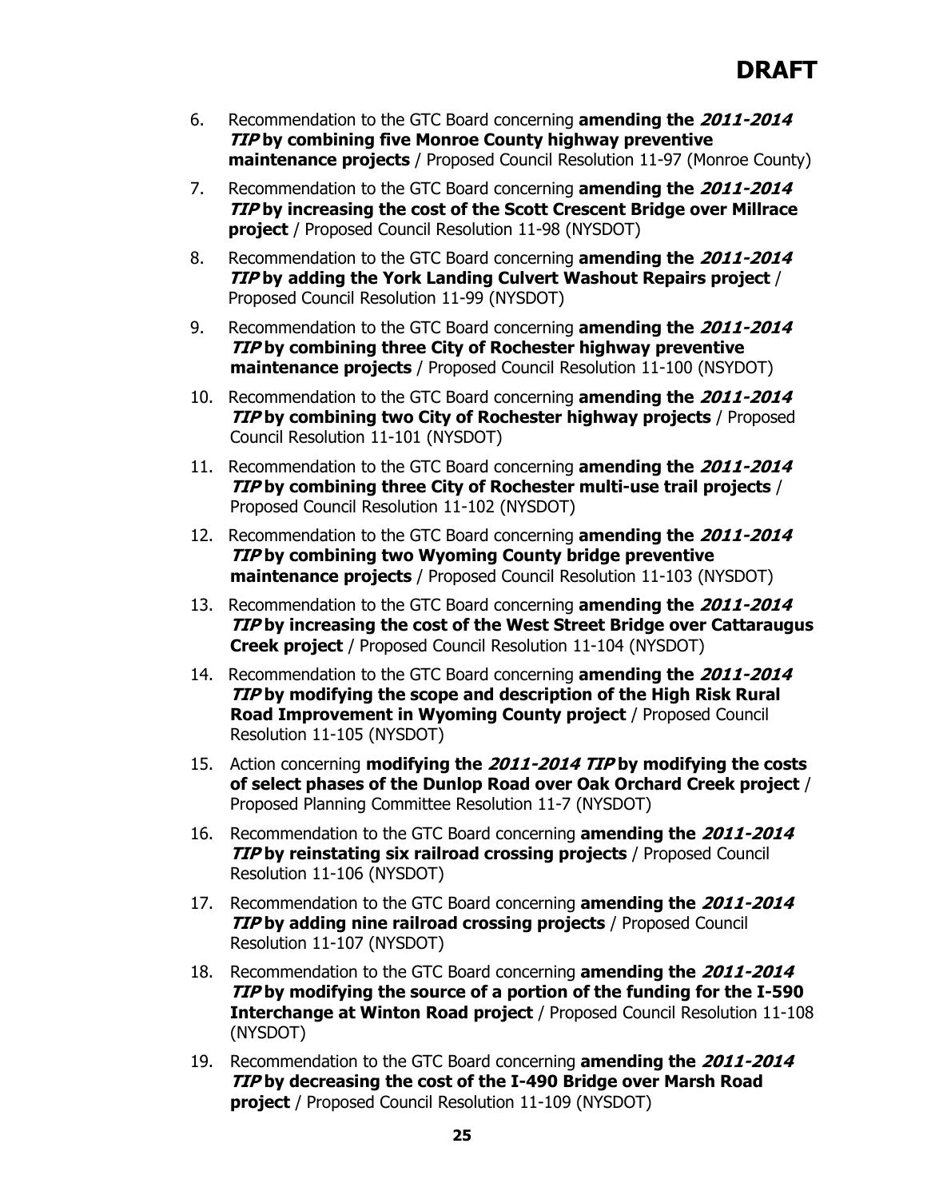**DRAFT**

6. Recommendation to the GTC Board concerning **amending the *2011-2014 TIP* by combining five Monroe County highway preventive maintenance projects** / Proposed Council Resolution 11-97 (Monroe County)

7. Recommendation to the GTC Board concerning **amending the *2011-2014 TIP* by increasing the cost of the Scott Crescent Bridge over Millrace project** / Proposed Council Resolution 11-98 (NYSDOT)

8. Recommendation to the GTC Board concerning **amending the *2011-2014 TIP* by adding the York Landing Culvert Washout Repairs project** / Proposed Council Resolution 11-99 (NYSDOT)

9. Recommendation to the GTC Board concerning **amending the *2011-2014 TIP* by combining three City of Rochester highway preventive maintenance projects** / Proposed Council Resolution 11-100 (NSYDOT)

10. Recommendation to the GTC Board concerning **amending the *2011-2014 TIP* by combining two City of Rochester highway projects** / Proposed Council Resolution 11-101 (NYSDOT)

11. Recommendation to the GTC Board concerning **amending the *2011-2014 TIP* by combining three City of Rochester multi-use trail projects** / Proposed Council Resolution 11-102 (NYSDOT)

12. Recommendation to the GTC Board concerning **amending the *2011-2014 TIP* by combining two Wyoming County bridge preventive maintenance projects** / Proposed Council Resolution 11-103 (NYSDOT)

13. Recommendation to the GTC Board concerning **amending the *2011-2014 TIP* by increasing the cost of the West Street Bridge over Cattaraugus Creek project** / Proposed Council Resolution 11-104 (NYSDOT)

14. Recommendation to the GTC Board concerning **amending the *2011-2014 TIP* by modifying the scope and description of the High Risk Rural Road Improvement in Wyoming County project** / Proposed Council Resolution 11-105 (NYSDOT)

15. Action concerning **modifying the *2011-2014 TIP* by modifying the costs of select phases of the Dunlop Road over Oak Orchard Creek project** / Proposed Planning Committee Resolution 11-7 (NYSDOT)

16. Recommendation to the GTC Board concerning **amending the *2011-2014 TIP* by reinstating six railroad crossing projects** / Proposed Council Resolution 11-106 (NYSDOT)

17. Recommendation to the GTC Board concerning **amending the *2011-2014 TIP* by adding nine railroad crossing projects** / Proposed Council Resolution 11-107 (NYSDOT)

18. Recommendation to the GTC Board concerning **amending the *2011-2014 TIP* by modifying the source of a portion of the funding for the I-590 Interchange at Winton Road project** / Proposed Council Resolution 11-108 (NYSDOT)

19. Recommendation to the GTC Board concerning **amending the *2011-2014 TIP* by decreasing the cost of the I-490 Bridge over Marsh Road project** / Proposed Council Resolution 11-109 (NYSDOT)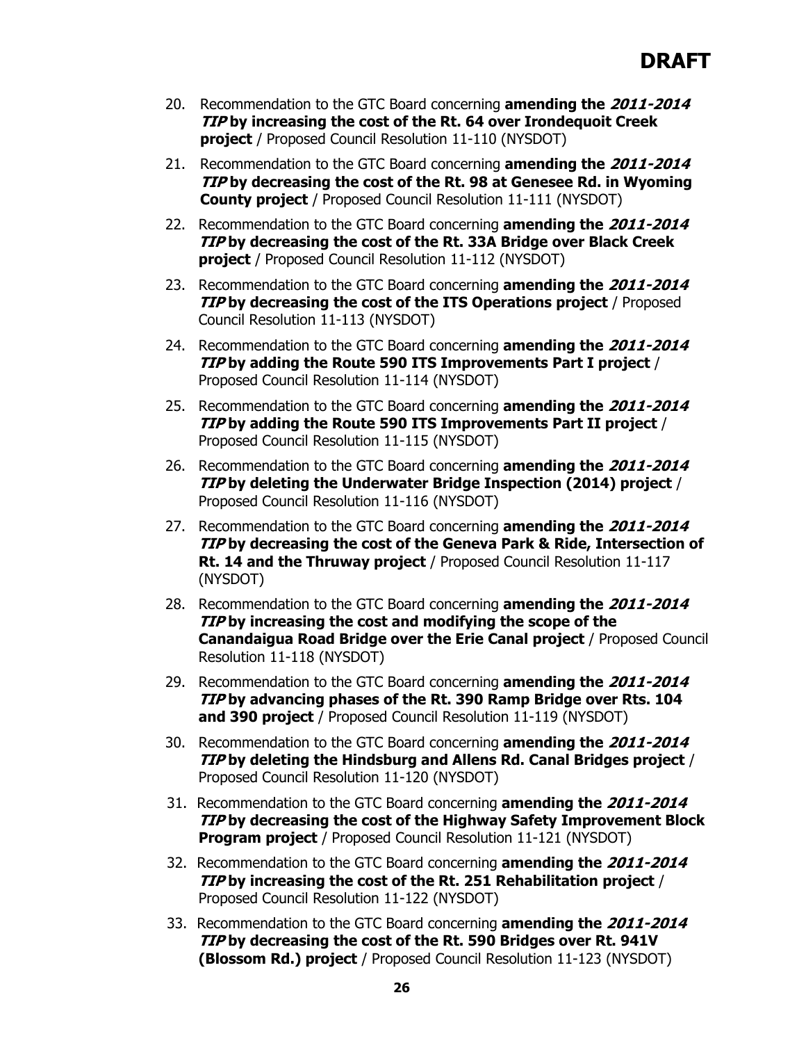**DRAFT**

20. Recommendation to the GTC Board concerning **amending the *2011-2014 TIP* by increasing the cost of the Rt. 64 over Irondequoit Creek project** / Proposed Council Resolution 11-110 (NYSDOT)
21. Recommendation to the GTC Board concerning **amending the *2011-2014 TIP* by decreasing the cost of the Rt. 98 at Genesee Rd. in Wyoming County project** / Proposed Council Resolution 11-111 (NYSDOT)
22. Recommendation to the GTC Board concerning **amending the *2011-2014 TIP* by decreasing the cost of the Rt. 33A Bridge over Black Creek project** / Proposed Council Resolution 11-112 (NYSDOT)
23. Recommendation to the GTC Board concerning **amending the *2011-2014 TIP* by decreasing the cost of the ITS Operations project** / Proposed Council Resolution 11-113 (NYSDOT)
24. Recommendation to the GTC Board concerning **amending the *2011-2014 TIP* by adding the Route 590 ITS Improvements Part I project** / Proposed Council Resolution 11-114 (NYSDOT)
25. Recommendation to the GTC Board concerning **amending the *2011-2014 TIP* by adding the Route 590 ITS Improvements Part II project** / Proposed Council Resolution 11-115 (NYSDOT)
26. Recommendation to the GTC Board concerning **amending the *2011-2014 TIP* by deleting the Underwater Bridge Inspection (2014) project** / Proposed Council Resolution 11-116 (NYSDOT)
27. Recommendation to the GTC Board concerning **amending the *2011-2014 TIP* by decreasing the cost of the Geneva Park & Ride, Intersection of Rt. 14 and the Thruway project** / Proposed Council Resolution 11-117 (NYSDOT)
28. Recommendation to the GTC Board concerning **amending the *2011-2014 TIP* by increasing the cost and modifying the scope of the Canandaigua Road Bridge over the Erie Canal project** / Proposed Council Resolution 11-118 (NYSDOT)
29. Recommendation to the GTC Board concerning **amending the *2011-2014 TIP* by advancing phases of the Rt. 390 Ramp Bridge over Rts. 104 and 390 project** / Proposed Council Resolution 11-119 (NYSDOT)
30. Recommendation to the GTC Board concerning **amending the *2011-2014 TIP* by deleting the Hindsburg and Allens Rd. Canal Bridges project** / Proposed Council Resolution 11-120 (NYSDOT)
31. Recommendation to the GTC Board concerning **amending the *2011-2014 TIP* by decreasing the cost of the Highway Safety Improvement Block Program project** / Proposed Council Resolution 11-121 (NYSDOT)
32. Recommendation to the GTC Board concerning **amending the *2011-2014 TIP* by increasing the cost of the Rt. 251 Rehabilitation project** / Proposed Council Resolution 11-122 (NYSDOT)
33. Recommendation to the GTC Board concerning **amending the *2011-2014 TIP* by decreasing the cost of the Rt. 590 Bridges over Rt. 941V (Blossom Rd.) project** / Proposed Council Resolution 11-123 (NYSDOT)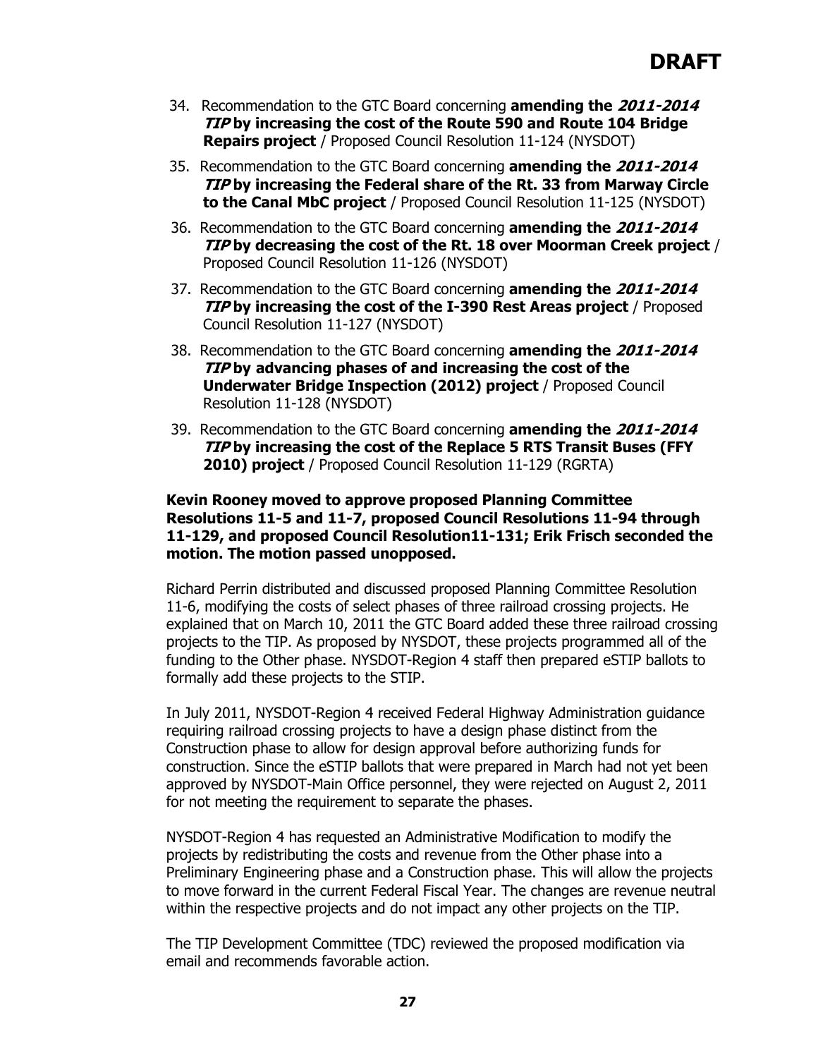**DRAFT**

34. Recommendation to the GTC Board concerning **amending the *2011-2014 TIP* by increasing the cost of the Route 590 and Route 104 Bridge Repairs project** / Proposed Council Resolution 11-124 (NYSDOT)

35. Recommendation to the GTC Board concerning **amending the *2011-2014 TIP* by increasing the Federal share of the Rt. 33 from Marway Circle to the Canal MbC project** / Proposed Council Resolution 11-125 (NYSDOT)

36. Recommendation to the GTC Board concerning **amending the *2011-2014 TIP* by decreasing the cost of the Rt. 18 over Moorman Creek project** / Proposed Council Resolution 11-126 (NYSDOT)

37. Recommendation to the GTC Board concerning **amending the *2011-2014 TIP* by increasing the cost of the I-390 Rest Areas project** / Proposed Council Resolution 11-127 (NYSDOT)

38. Recommendation to the GTC Board concerning **amending the *2011-2014 TIP* by advancing phases of and increasing the cost of the Underwater Bridge Inspection (2012) project** / Proposed Council Resolution 11-128 (NYSDOT)

39. Recommendation to the GTC Board concerning **amending the *2011-2014 TIP* by increasing the cost of the Replace 5 RTS Transit Buses (FFY 2010) project** / Proposed Council Resolution 11-129 (RGRTA)

**Kevin Rooney moved to approve proposed Planning Committee Resolutions 11-5 and 11-7, proposed Council Resolutions 11-94 through 11-129, and proposed Council Resolution11-131; Erik Frisch seconded the motion. The motion passed unopposed.**

Richard Perrin distributed and discussed proposed Planning Committee Resolution 11-6, modifying the costs of select phases of three railroad crossing projects. He explained that on March 10, 2011 the GTC Board added these three railroad crossing projects to the TIP. As proposed by NYSDOT, these projects programmed all of the funding to the Other phase. NYSDOT-Region 4 staff then prepared eSTIP ballots to formally add these projects to the STIP.

In July 2011, NYSDOT-Region 4 received Federal Highway Administration guidance requiring railroad crossing projects to have a design phase distinct from the Construction phase to allow for design approval before authorizing funds for construction. Since the eSTIP ballots that were prepared in March had not yet been approved by NYSDOT-Main Office personnel, they were rejected on August 2, 2011 for not meeting the requirement to separate the phases.

NYSDOT-Region 4 has requested an Administrative Modification to modify the projects by redistributing the costs and revenue from the Other phase into a Preliminary Engineering phase and a Construction phase. This will allow the projects to move forward in the current Federal Fiscal Year. The changes are revenue neutral within the respective projects and do not impact any other projects on the TIP.

The TIP Development Committee (TDC) reviewed the proposed modification via email and recommends favorable action.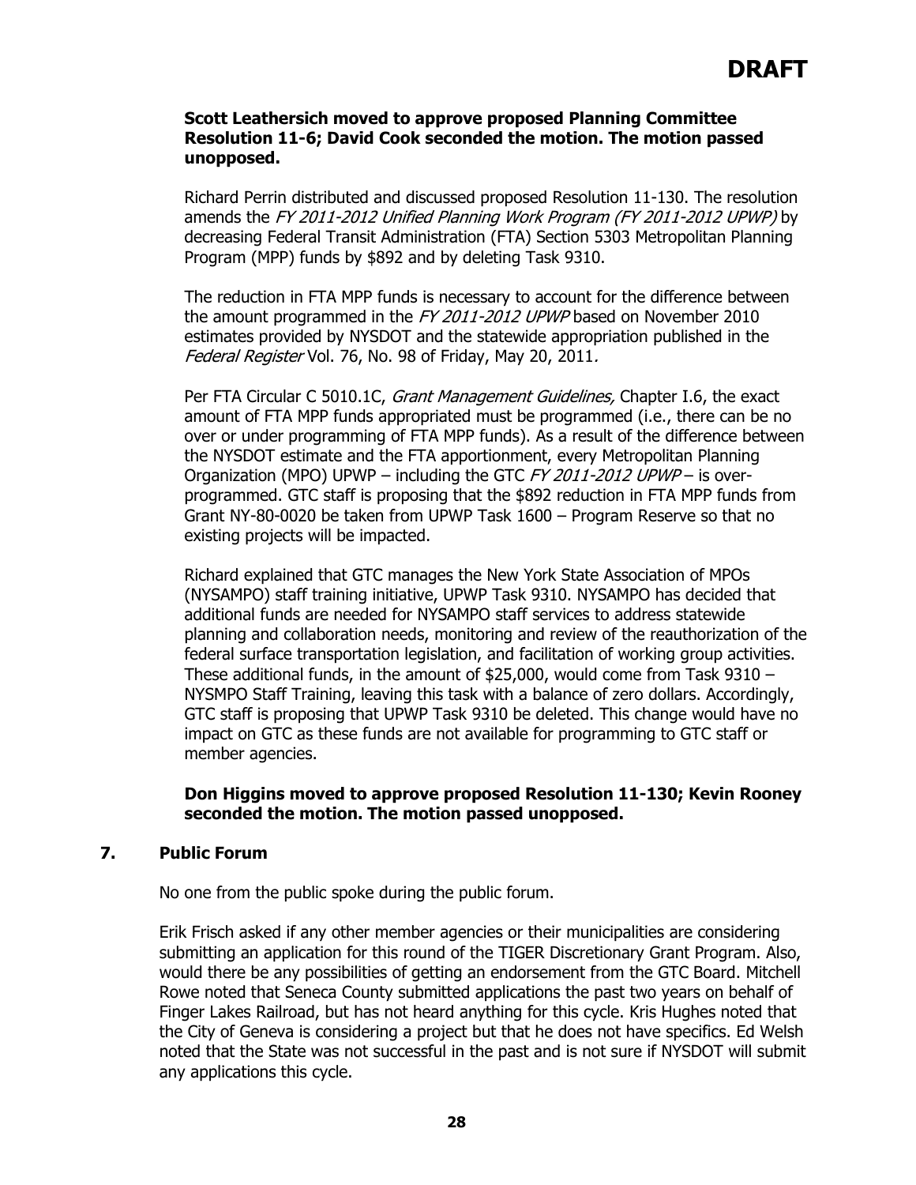**DRAFT**

**Scott Leathersich moved to approve proposed Planning Committee Resolution 11-6; David Cook seconded the motion. The motion passed unopposed.**

Richard Perrin distributed and discussed proposed Resolution 11-130. The resolution amends the *FY 2011-2012 Unified Planning Work Program (FY 2011-2012 UPWP)* by decreasing Federal Transit Administration (FTA) Section 5303 Metropolitan Planning Program (MPP) funds by $892 and by deleting Task 9310.

The reduction in FTA MPP funds is necessary to account for the difference between the amount programmed in the *FY 2011-2012 UPWP* based on November 2010 estimates provided by NYSDOT and the statewide appropriation published in the *Federal Register* Vol. 76, No. 98 of Friday, May 20, 2011.

Per FTA Circular C 5010.1C, *Grant Management Guidelines,* Chapter I.6, the exact amount of FTA MPP funds appropriated must be programmed (i.e., there can be no over or under programming of FTA MPP funds). As a result of the difference between the NYSDOT estimate and the FTA apportionment, every Metropolitan Planning Organization (MPO) UPWP – including the GTC *FY 2011-2012 UPWP* – is over-programmed. GTC staff is proposing that the $892 reduction in FTA MPP funds from Grant NY-80-0020 be taken from UPWP Task 1600 – Program Reserve so that no existing projects will be impacted.

Richard explained that GTC manages the New York State Association of MPOs (NYSAMPO) staff training initiative, UPWP Task 9310. NYSAMPO has decided that additional funds are needed for NYSAMPO staff services to address statewide planning and collaboration needs, monitoring and review of the reauthorization of the federal surface transportation legislation, and facilitation of working group activities. These additional funds, in the amount of $25,000, would come from Task 9310 – NYSMPO Staff Training, leaving this task with a balance of zero dollars. Accordingly, GTC staff is proposing that UPWP Task 9310 be deleted. This change would have no impact on GTC as these funds are not available for programming to GTC staff or member agencies.

**Don Higgins moved to approve proposed Resolution 11-130; Kevin Rooney seconded the motion. The motion passed unopposed.**

## 7. Public Forum

No one from the public spoke during the public forum.

Erik Frisch asked if any other member agencies or their municipalities are considering submitting an application for this round of the TIGER Discretionary Grant Program. Also, would there be any possibilities of getting an endorsement from the GTC Board. Mitchell Rowe noted that Seneca County submitted applications the past two years on behalf of Finger Lakes Railroad, but has not heard anything for this cycle. Kris Hughes noted that the City of Geneva is considering a project but that he does not have specifics. Ed Welsh noted that the State was not successful in the past and is not sure if NYSDOT will submit any applications this cycle.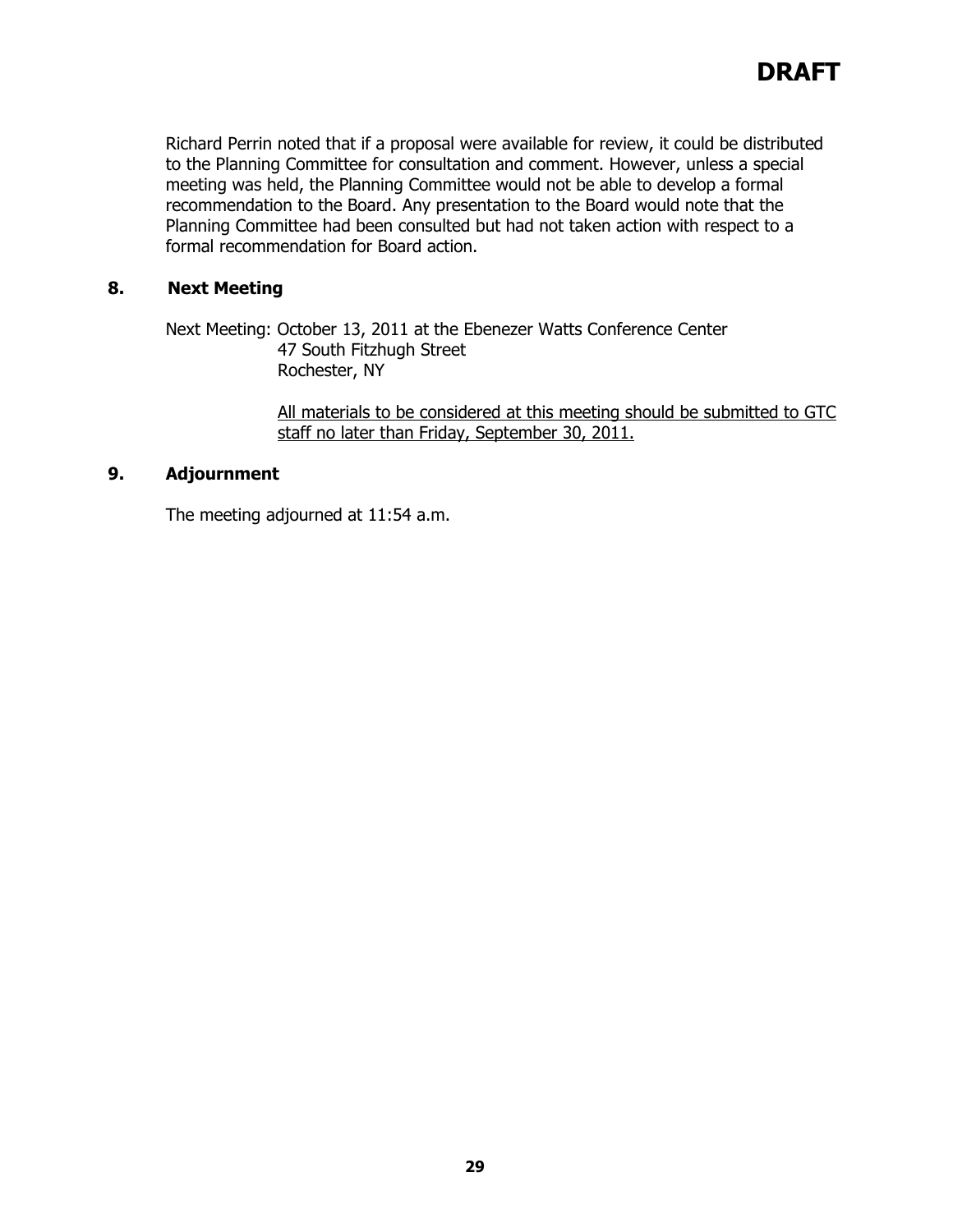**DRAFT**

Richard Perrin noted that if a proposal were available for review, it could be distributed to the Planning Committee for consultation and comment. However, unless a special meeting was held, the Planning Committee would not be able to develop a formal recommendation to the Board. Any presentation to the Board would note that the Planning Committee had been consulted but had not taken action with respect to a formal recommendation for Board action.

## 8. Next Meeting

Next Meeting: October 13, 2011 at the Ebenezer Watts Conference Center
47 South Fitzhugh Street
Rochester, NY

<u>All materials to be considered at this meeting should be submitted to GTC staff no later than Friday, September 30, 2011.</u>

## 9. Adjournment

The meeting adjourned at 11:54 a.m.